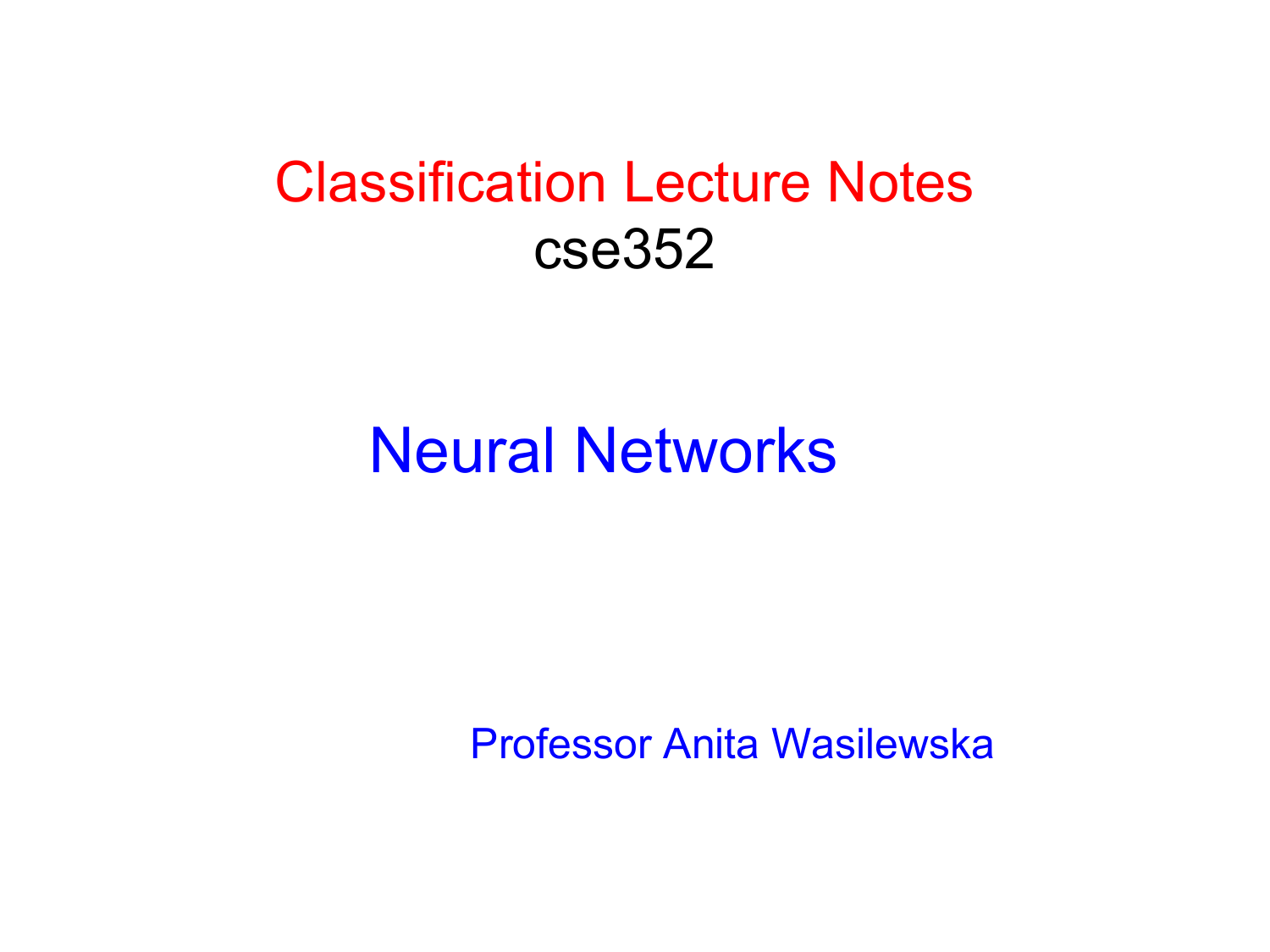# Classification Lecture Notes

cse352

## Neural Networks

Professor Anita Wasilewska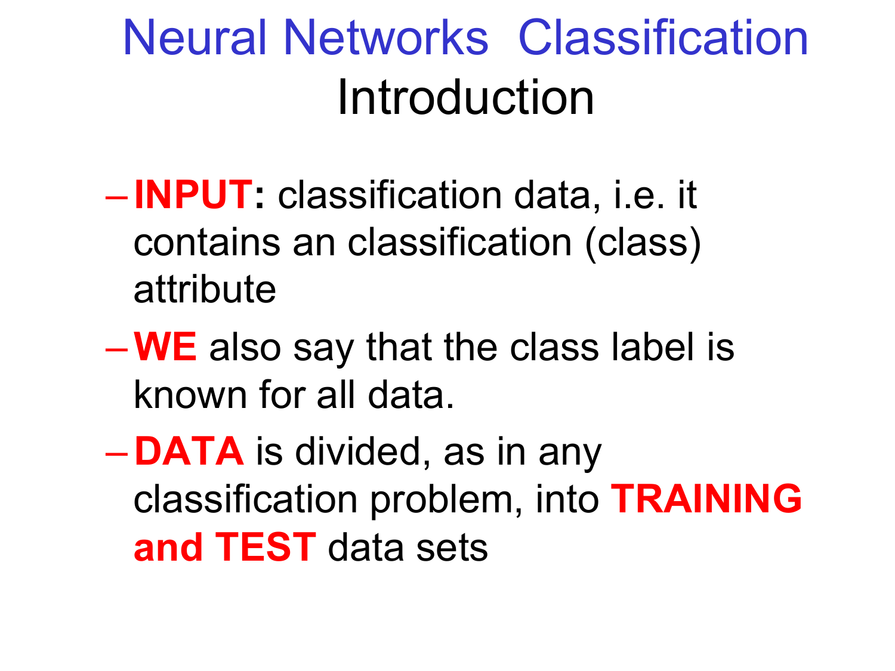# Neural Networks Classification
## Introduction

- **INPUT:** classification data, i.e. it contains an classification (class) attribute
- **WE** also say that the class label is known for all data.
- **DATA** is divided, as in any classification problem, into **TRAINING and TEST** data sets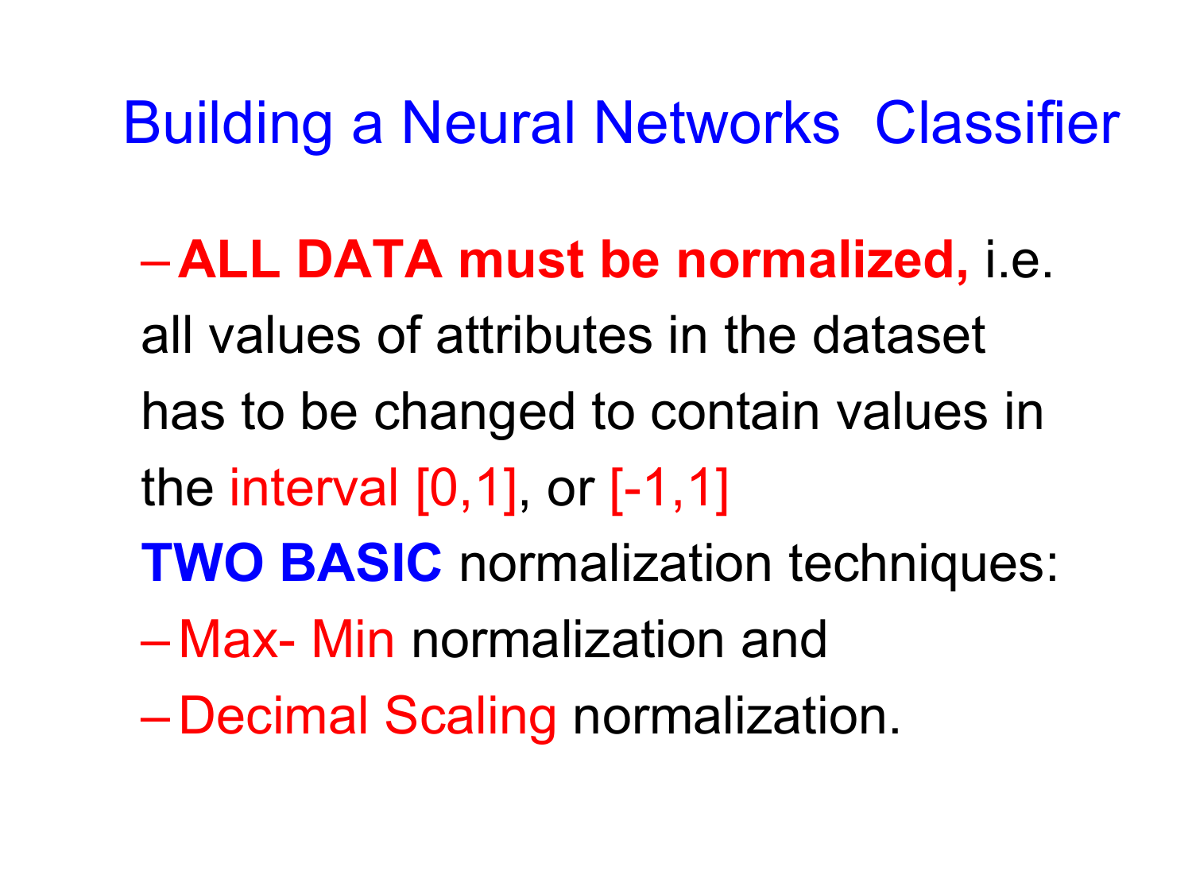# Building a Neural Networks Classifier

- **ALL DATA must be normalized,** i.e. all values of attributes in the dataset has to be changed to contain values in the interval [0,1], or [-1,1]

**TWO BASIC** normalization techniques:

- Max- Min normalization and
- Decimal Scaling normalization.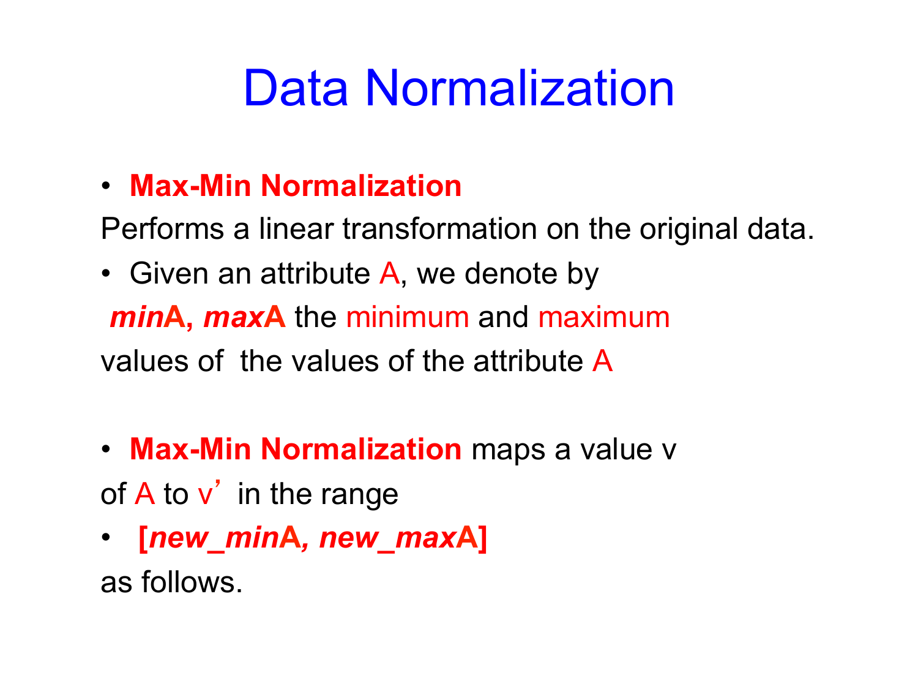# Data Normalization

- **Max-Min Normalization**

Performs a linear transformation on the original data.

- Given an attribute A, we denote by

***min*A, *max*A** the minimum and maximum values of the values of the attribute A

- **Max-Min Normalization** maps a value v of A to v' in the range

- **[*new_min*A, *new_max*A]**

as follows.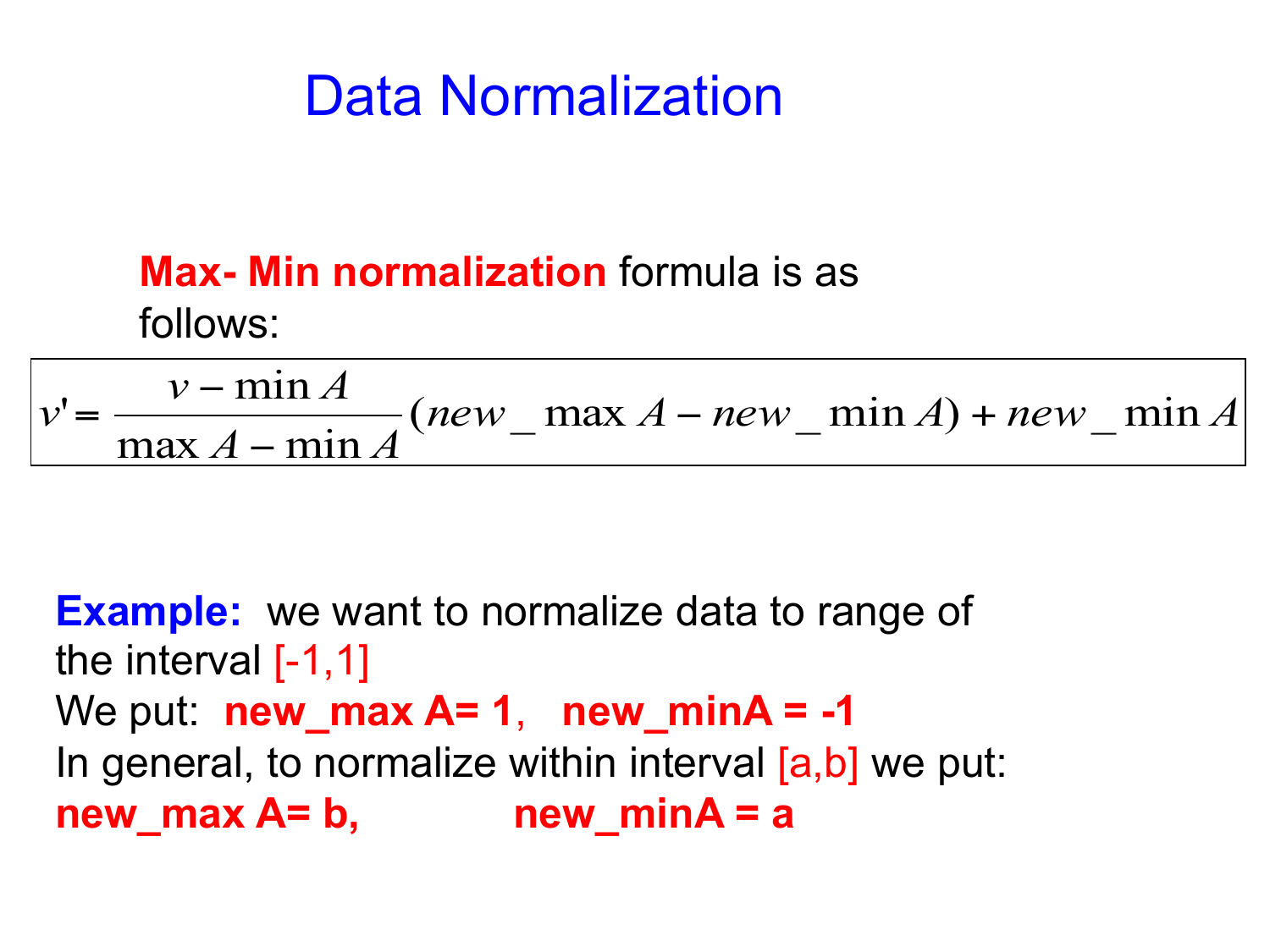# Data Normalization

**Max- Min normalization** formula is as follows:

$$v' = \frac{v - \min A}{\max A - \min A}(new\_\max A - new\_\min A) + new\_\min A$$

**Example:** we want to normalize data to range of the interval [-1,1]

We put: **new_max A= 1, new_minA = -1**

In general, to normalize within interval [a,b] we put:

**new_max A= b, new_minA = a**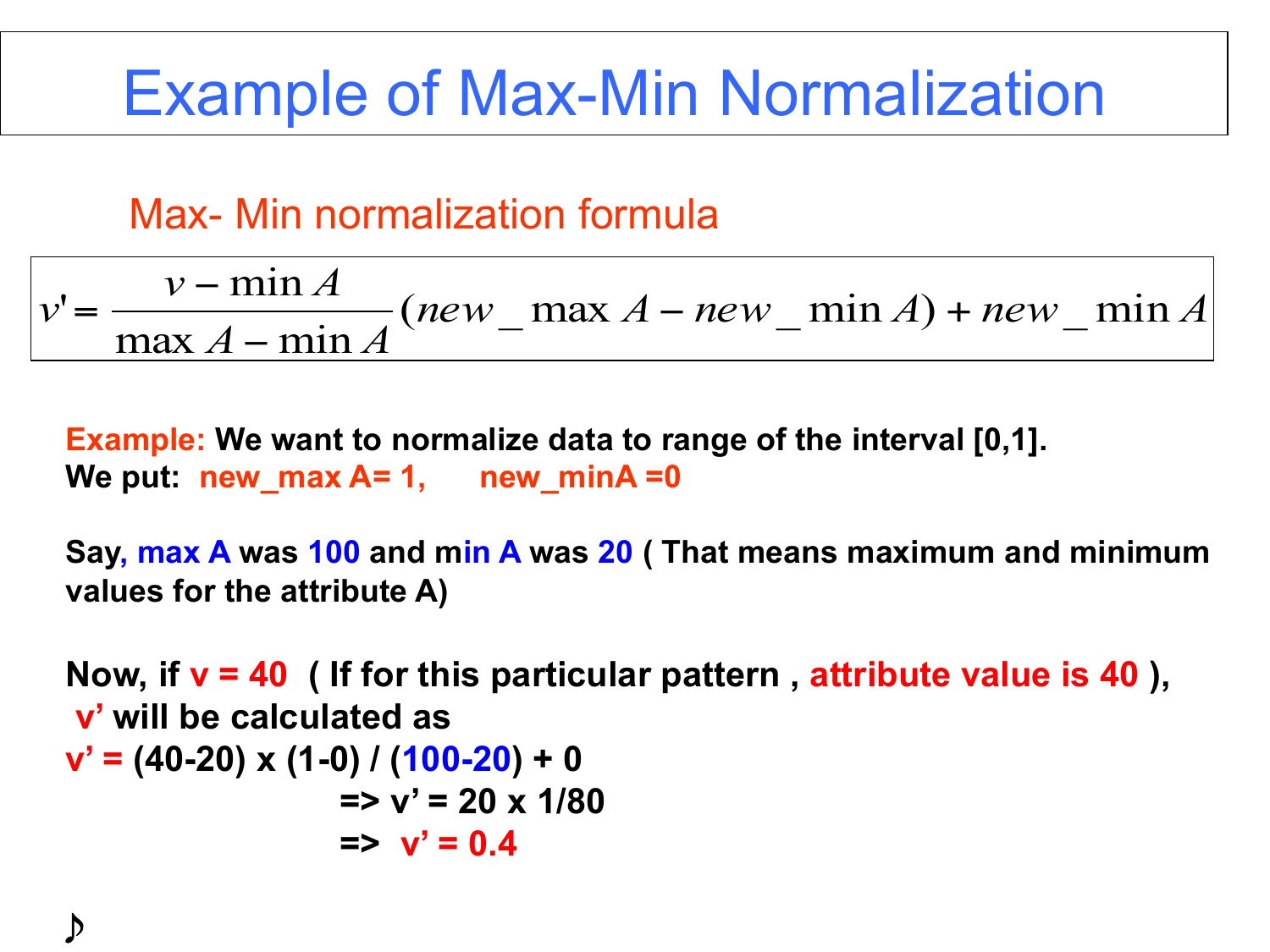# Example of Max-Min Normalization

## Max- Min normalization formula

$$v' = \frac{v - \min A}{\max A - \min A}(new\_\max A - new\_\min A) + new\_\min A$$

**Example: We want to normalize data to range of the interval [0,1].**
**We put: new_max A= 1, new_minA =0**

**Say, max A was 100 and min A was 20 ( That means maximum and minimum values for the attribute A)**

**Now, if v = 40 ( If for this particular pattern , attribute value is 40 ), v' will be calculated as**

**v' = (40-20) x (1-0) / (100-20) + 0**

**=> v' = 20 x 1/80**

**=> v' = 0.4**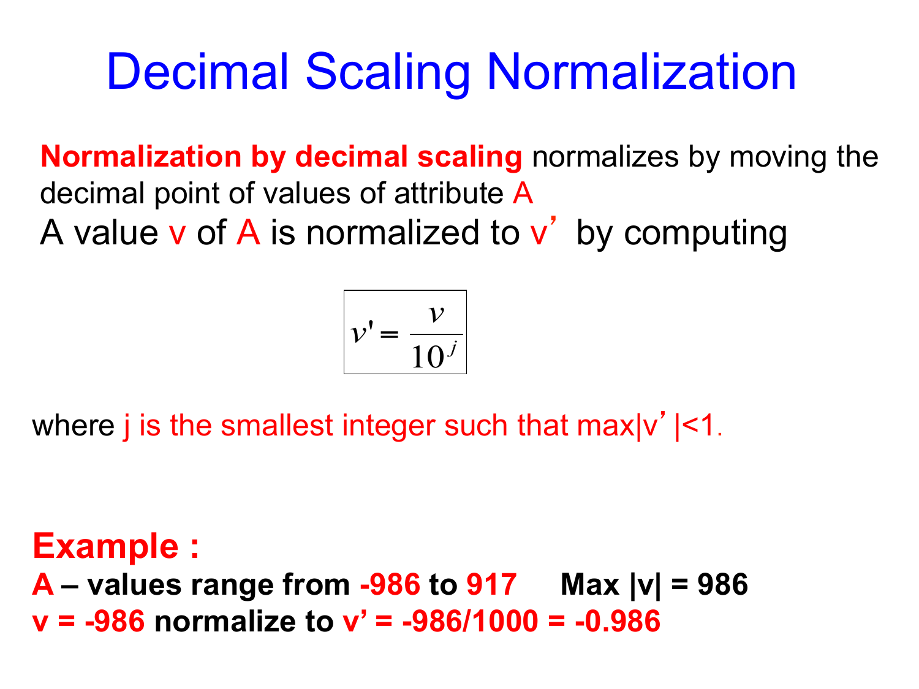# Decimal Scaling Normalization

**Normalization by decimal scaling** normalizes by moving the decimal point of values of attribute A

A value v of A is normalized to v' by computing

$$v' = \frac{v}{10^j}$$

where j is the smallest integer such that max|v'|<1.

**Example :**

**A – values range from -986 to 917 Max |v| = 986**

**v = -986 normalize to v' = -986/1000 = -0.986**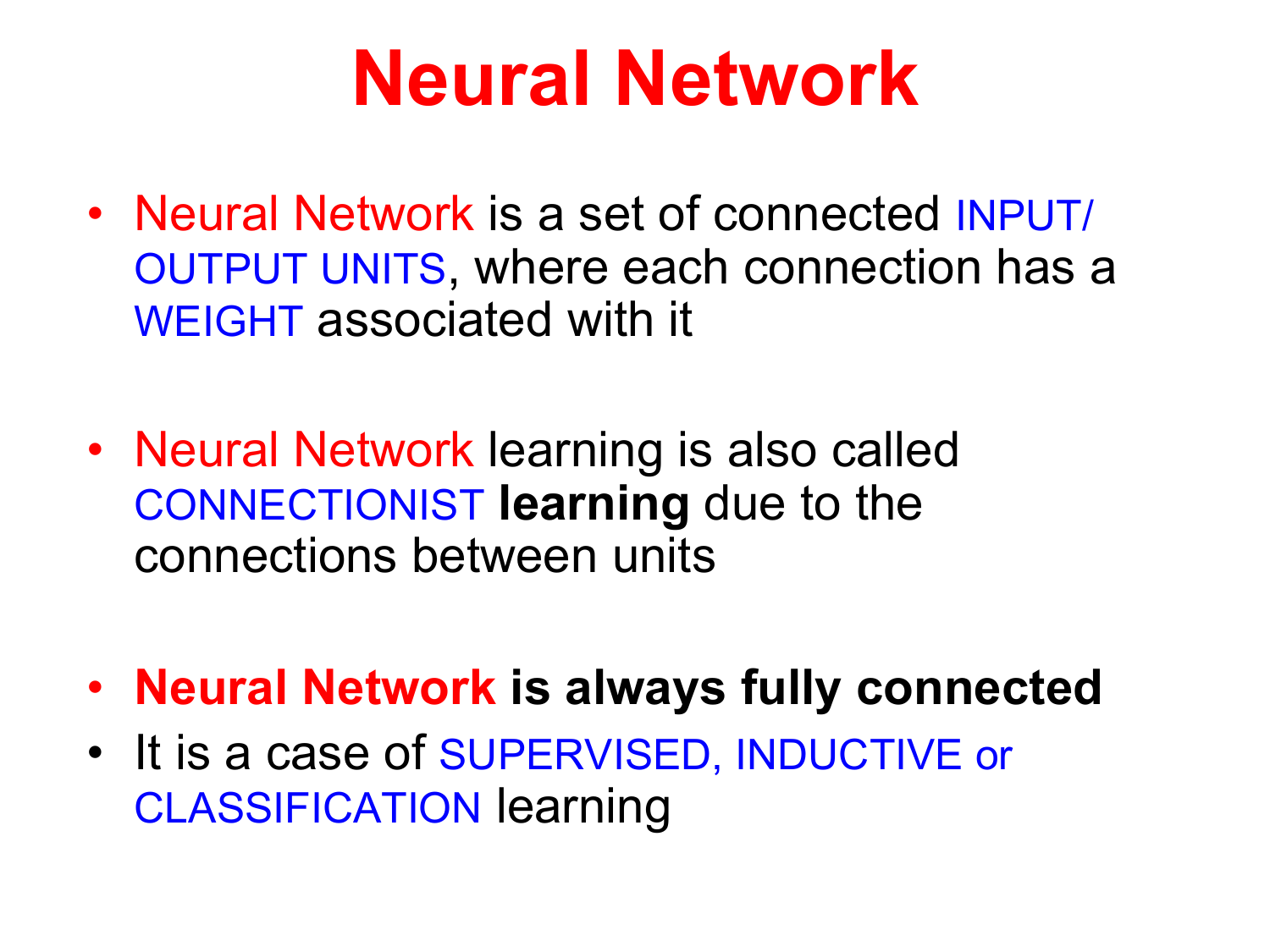# Neural Network

- Neural Network is a set of connected INPUT/ OUTPUT UNITS, where each connection has a WEIGHT associated with it

- Neural Network learning is also called CONNECTIONIST **learning** due to the connections between units

- **Neural Network is always fully connected**
- It is a case of SUPERVISED, INDUCTIVE or CLASSIFICATION learning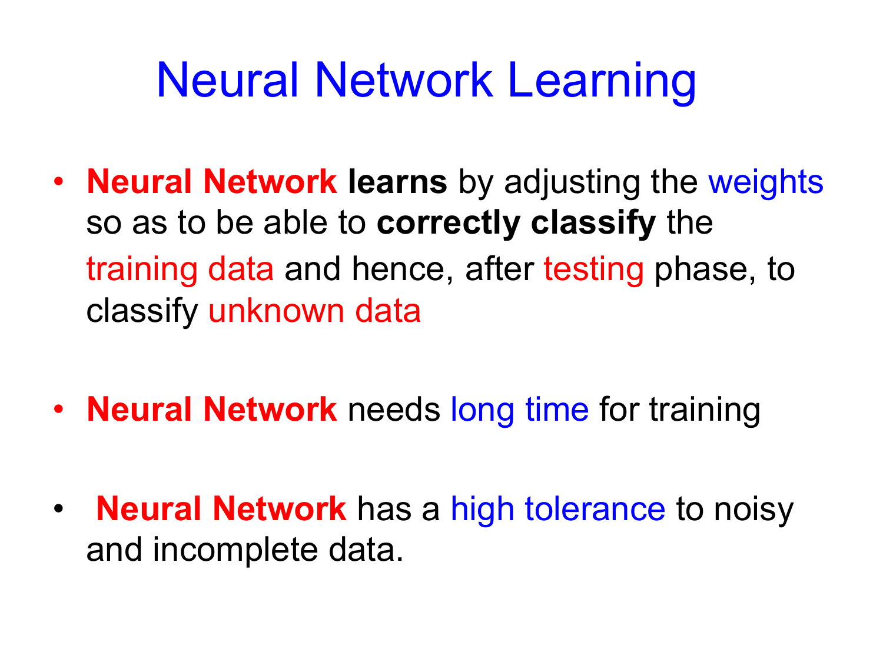# Neural Network Learning

- **Neural Network learns** by adjusting the weights so as to be able to **correctly classify** the training data and hence, after testing phase, to classify unknown data

- **Neural Network** needs long time for training

- **Neural Network** has a high tolerance to noisy and incomplete data.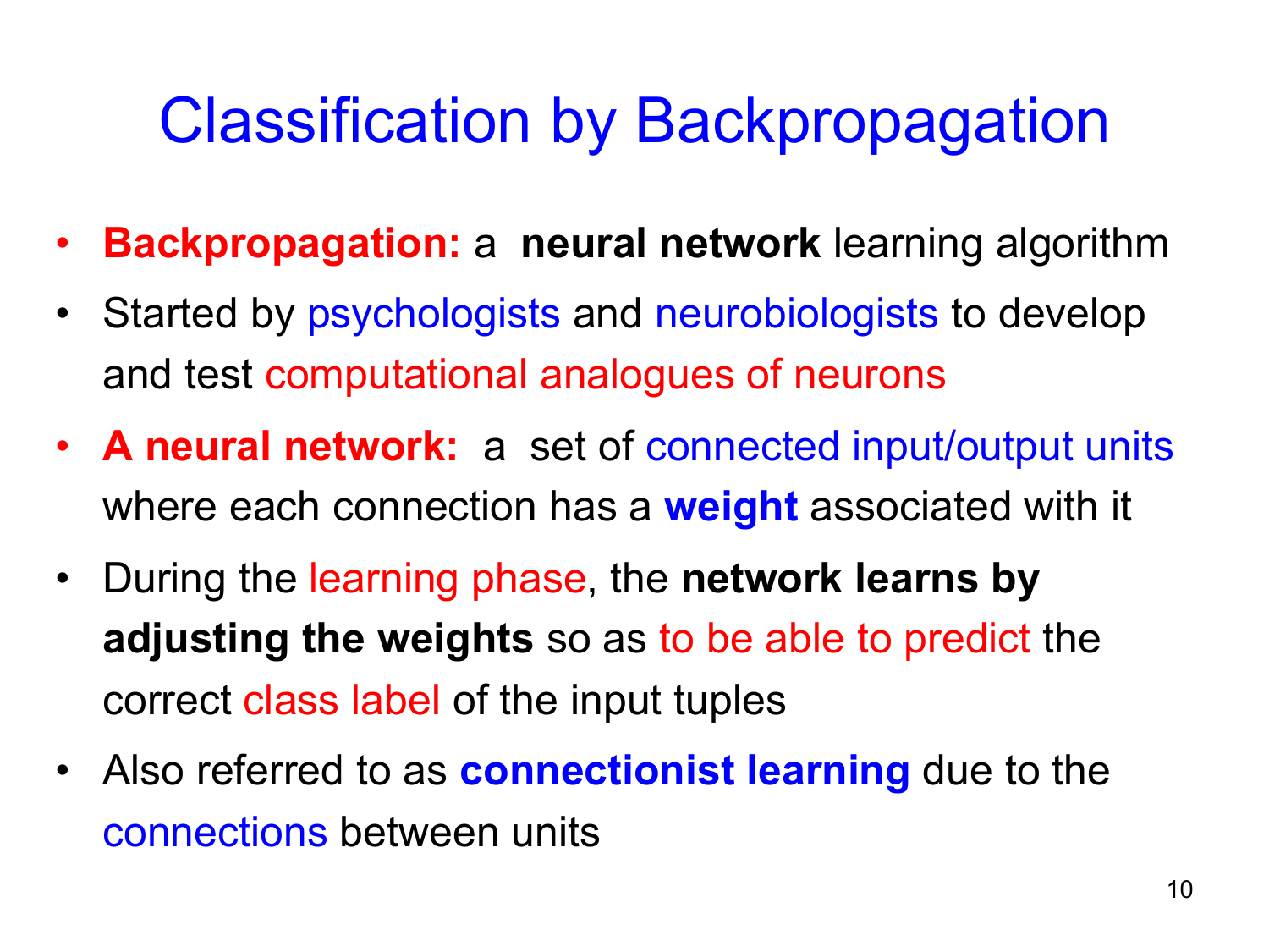# Classification by Backpropagation

- **Backpropagation:** a **neural network** learning algorithm
- Started by psychologists and neurobiologists to develop and test computational analogues of neurons
- **A neural network:** a set of connected input/output units where each connection has a **weight** associated with it
- During the learning phase, the **network learns by adjusting the weights** so as to be able to predict the correct class label of the input tuples
- Also referred to as **connectionist learning** due to the connections between units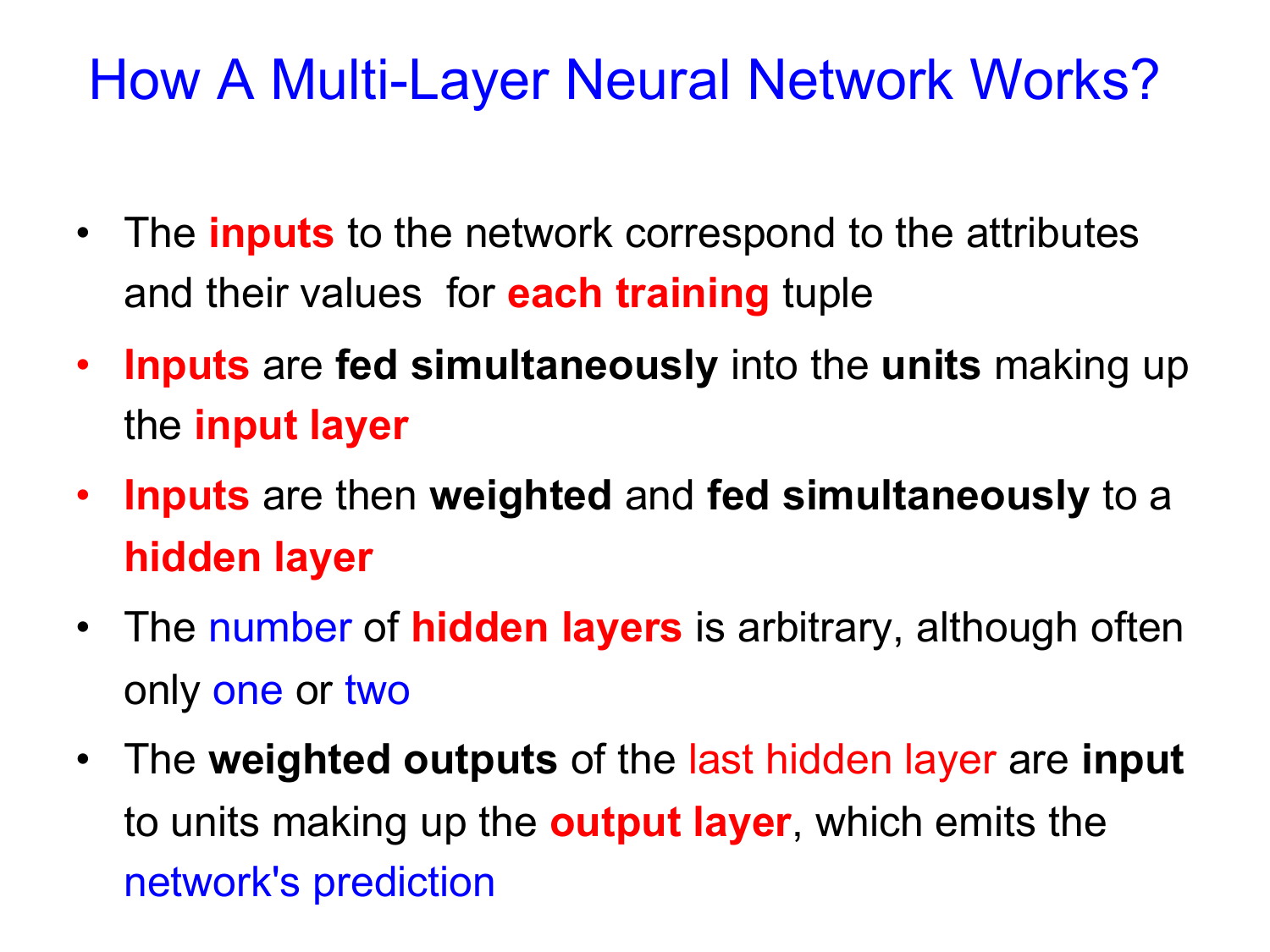# How A Multi-Layer Neural Network Works?

- The **inputs** to the network correspond to the attributes and their values for **each training** tuple
- **Inputs** are **fed simultaneously** into the **units** making up the **input layer**
- **Inputs** are then **weighted** and **fed simultaneously** to a **hidden layer**
- The number of **hidden layers** is arbitrary, although often only one or two
- The **weighted outputs** of the last hidden layer are **input** to units making up the **output layer**, which emits the network's prediction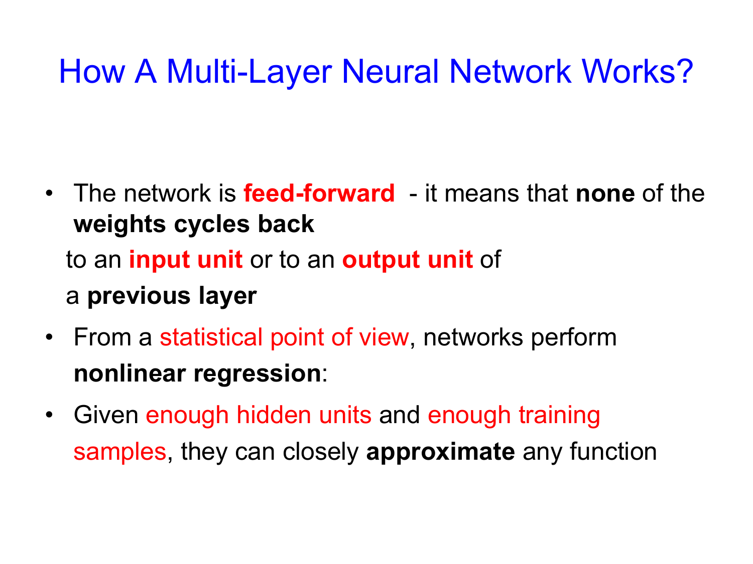# How A Multi-Layer Neural Network Works?

- The network is **feed-forward** - it means that **none** of the **weights cycles back** to an **input unit** or to an **output unit** of a **previous layer**
- From a statistical point of view, networks perform **nonlinear regression**:
- Given enough hidden units and enough training samples, they can closely **approximate** any function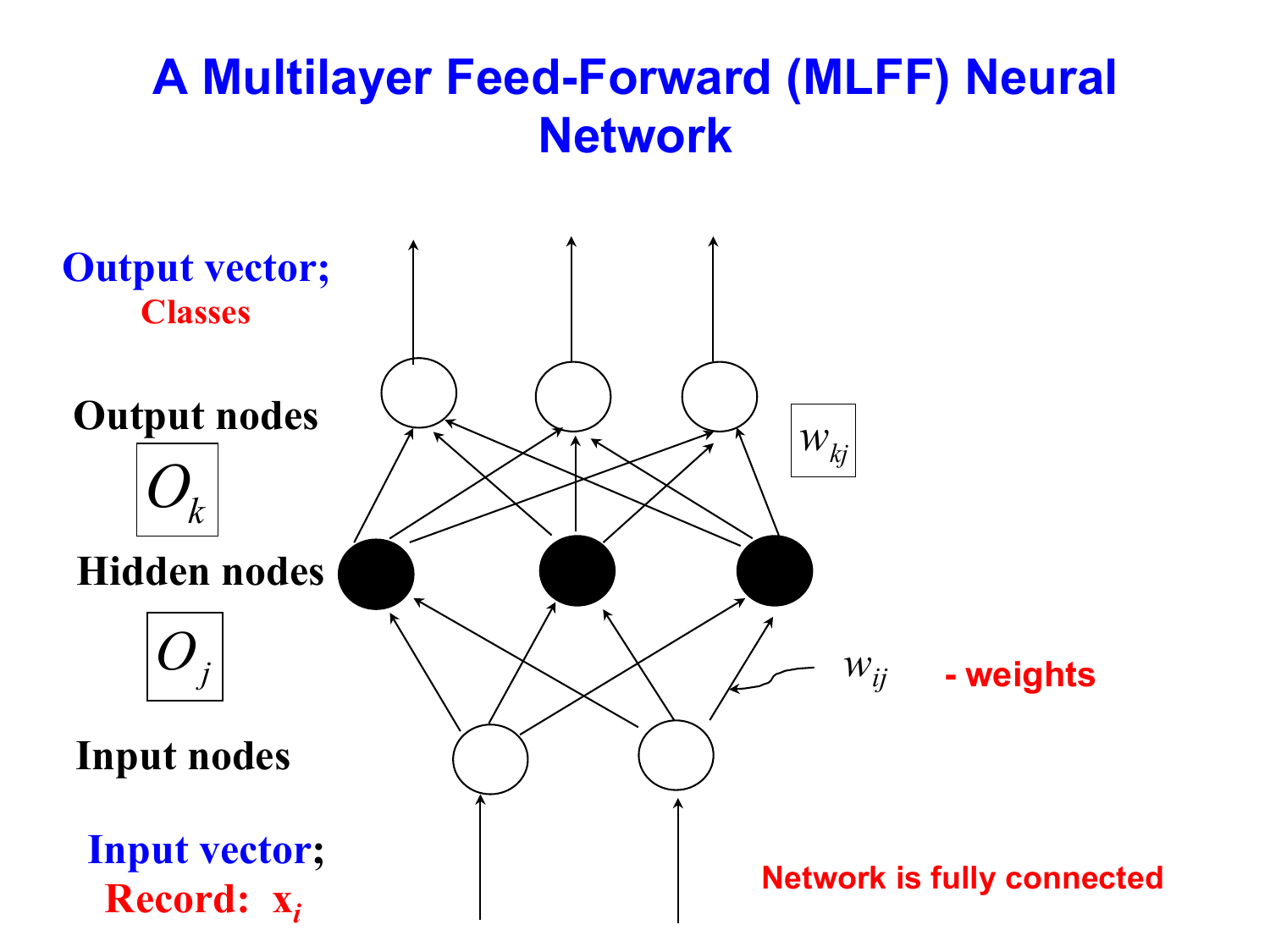# A Multilayer Feed-Forward (MLFF) Neural Network

**Output vector;** Classes

**Output nodes** $O_k$

$w_{kj}$

**Hidden nodes** $O_j$

$w_{ij}$ - weights

**Input nodes**

**Input vector;** Record: $x_i$

Network is fully connected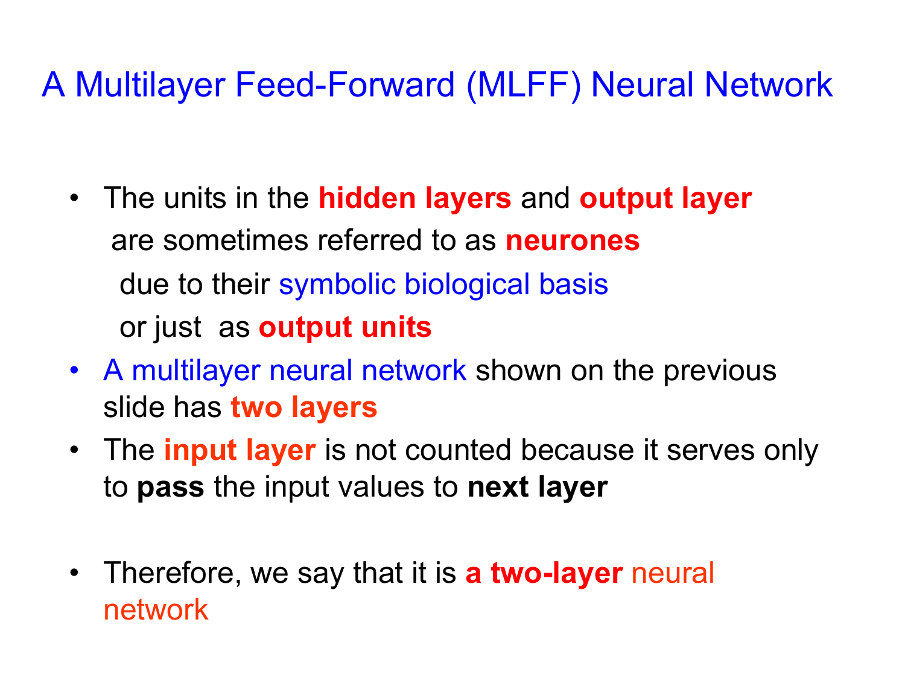# A Multilayer Feed-Forward (MLFF) Neural Network

- The units in the **hidden layers** and **output layer** are sometimes referred to as **neurones** due to their symbolic biological basis or just as **output units**
- A multilayer neural network shown on the previous slide has **two layers**
- The **input layer** is not counted because it serves only to **pass** the input values to **next layer**
- Therefore, we say that it is **a two-layer** neural network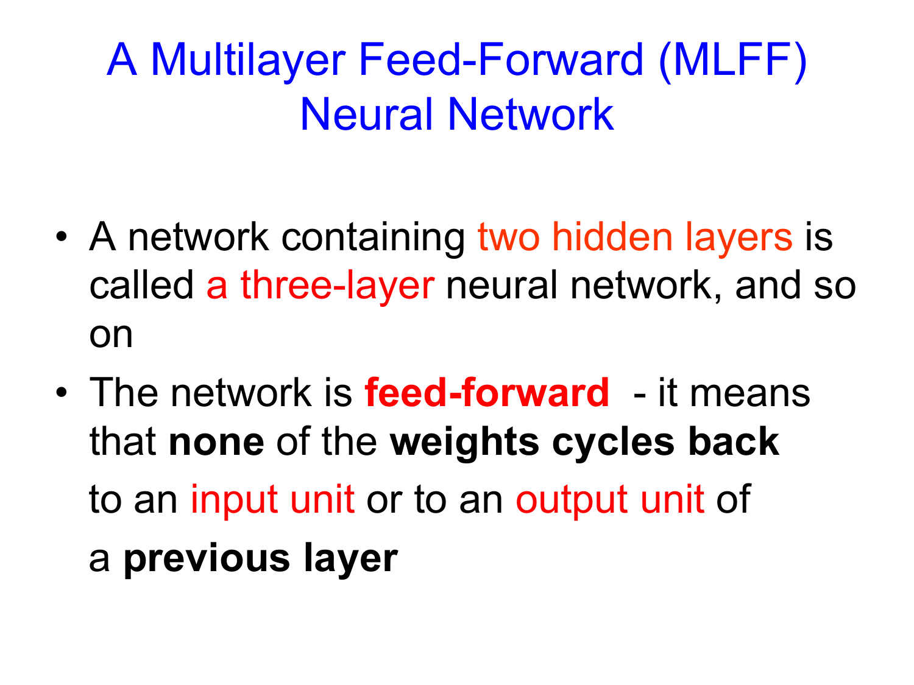# A Multilayer Feed-Forward (MLFF) Neural Network

- A network containing two hidden layers is called a three-layer neural network, and so on
- The network is **feed-forward** - it means that **none** of the **weights cycles back** to an input unit or to an output unit of a **previous layer**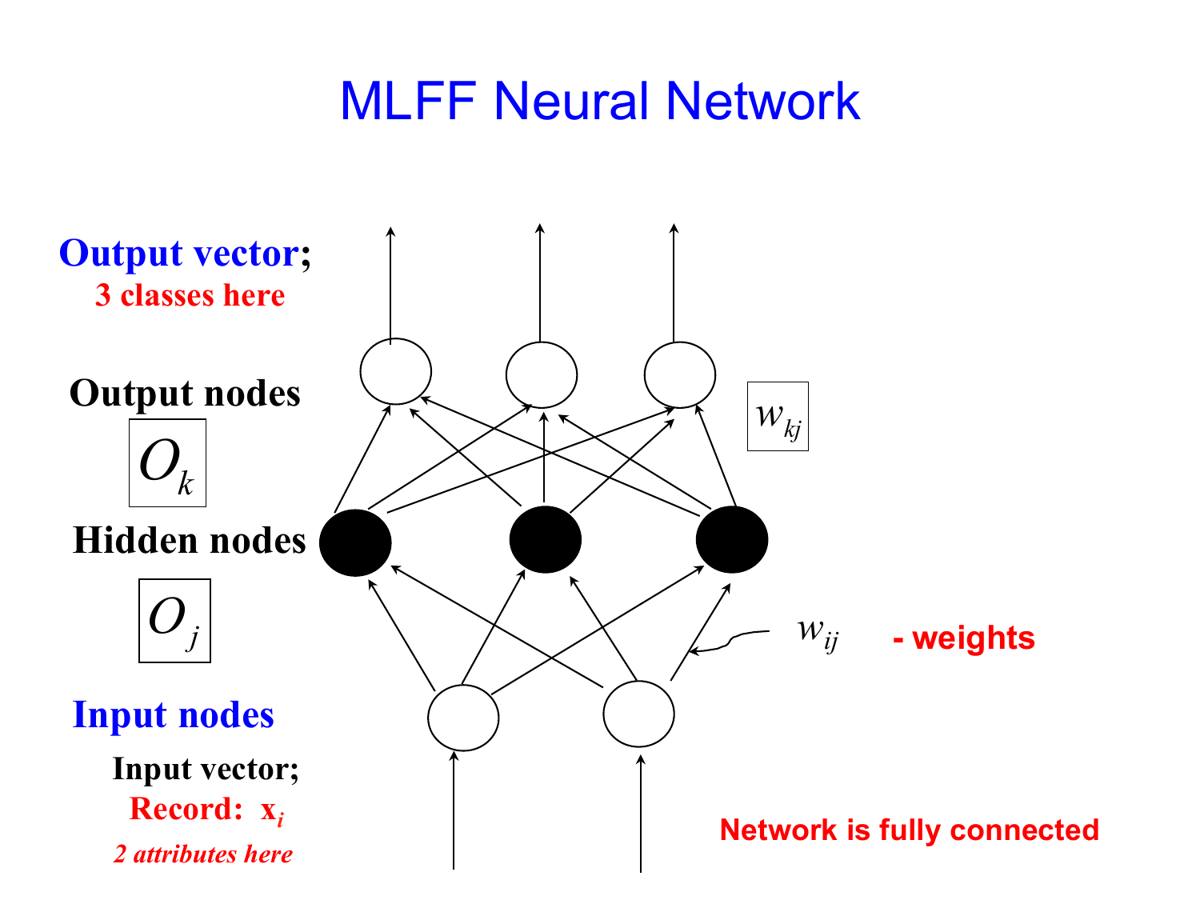# MLFF Neural Network

**Output vector;**
**3 classes here**

**Output nodes**

$O_k$

$w_{kj}$

**Hidden nodes**

$O_j$

$w_{ij}$ **- weights**

**Input nodes**

**Input vector;**
**Record: $x_i$**
***2 attributes here***

**Network is fully connected**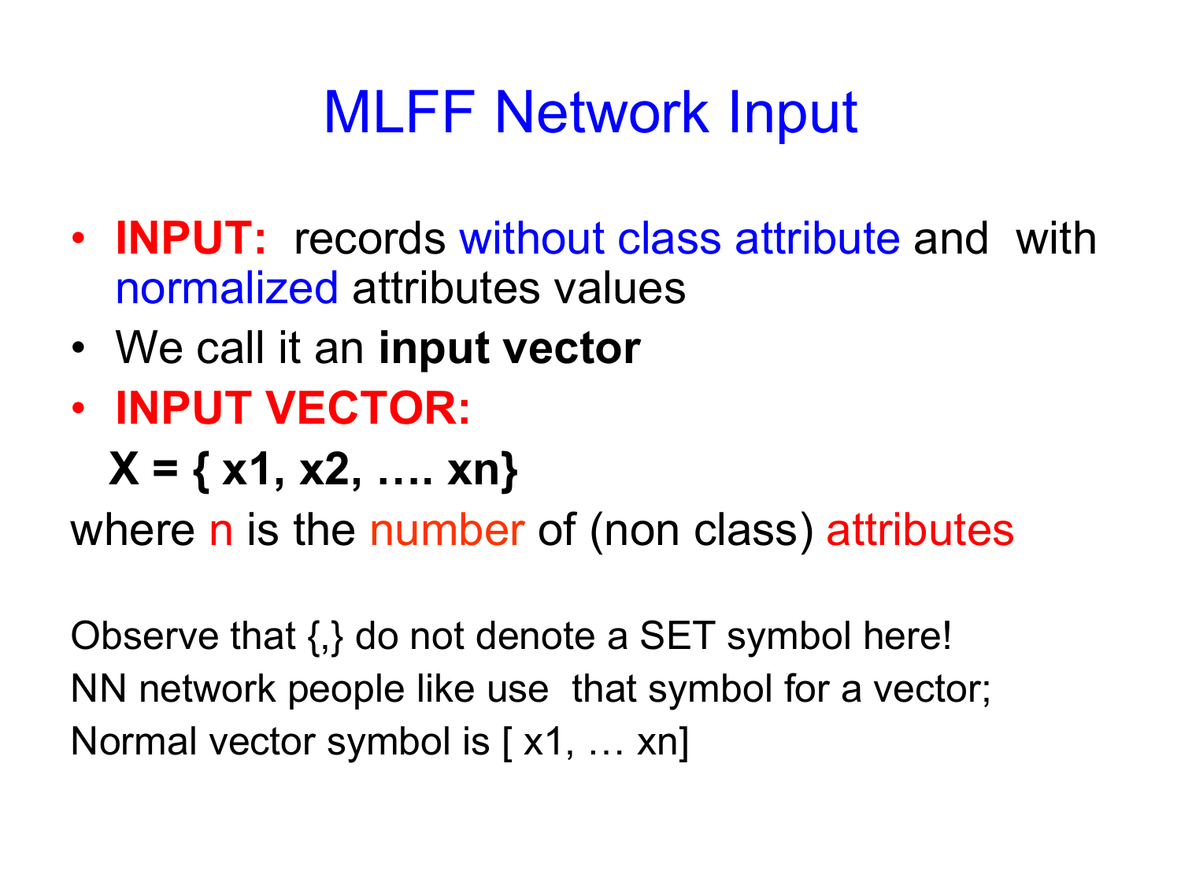# MLFF Network Input

- **INPUT:** records without class attribute and with normalized attributes values
- We call it an **input vector**
- **INPUT VECTOR:**

**X = { x1, x2, …. xn}**

where n is the number of (non class) attributes

Observe that {,} do not denote a SET symbol here!
NN network people like use that symbol for a vector;
Normal vector symbol is [ x1, … xn]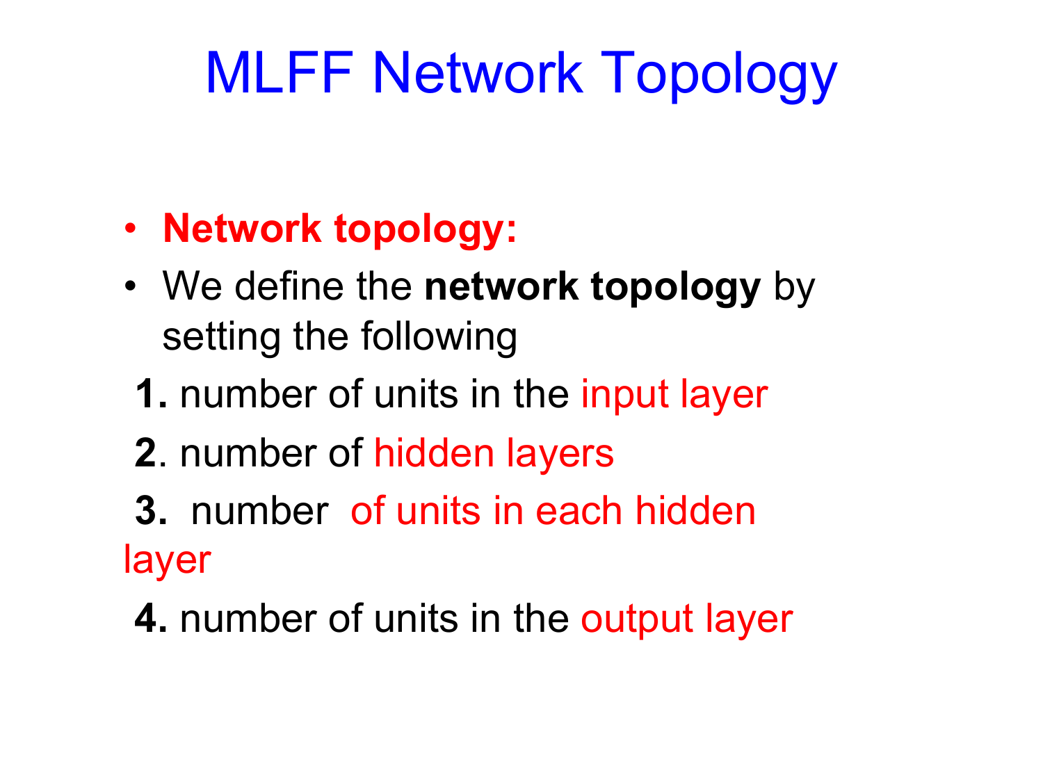# MLFF Network Topology

- **Network topology:**
- We define the **network topology** by setting the following

**1.** number of units in the input layer

**2**. number of hidden layers

**3.** number of units in each hidden layer

**4.** number of units in the output layer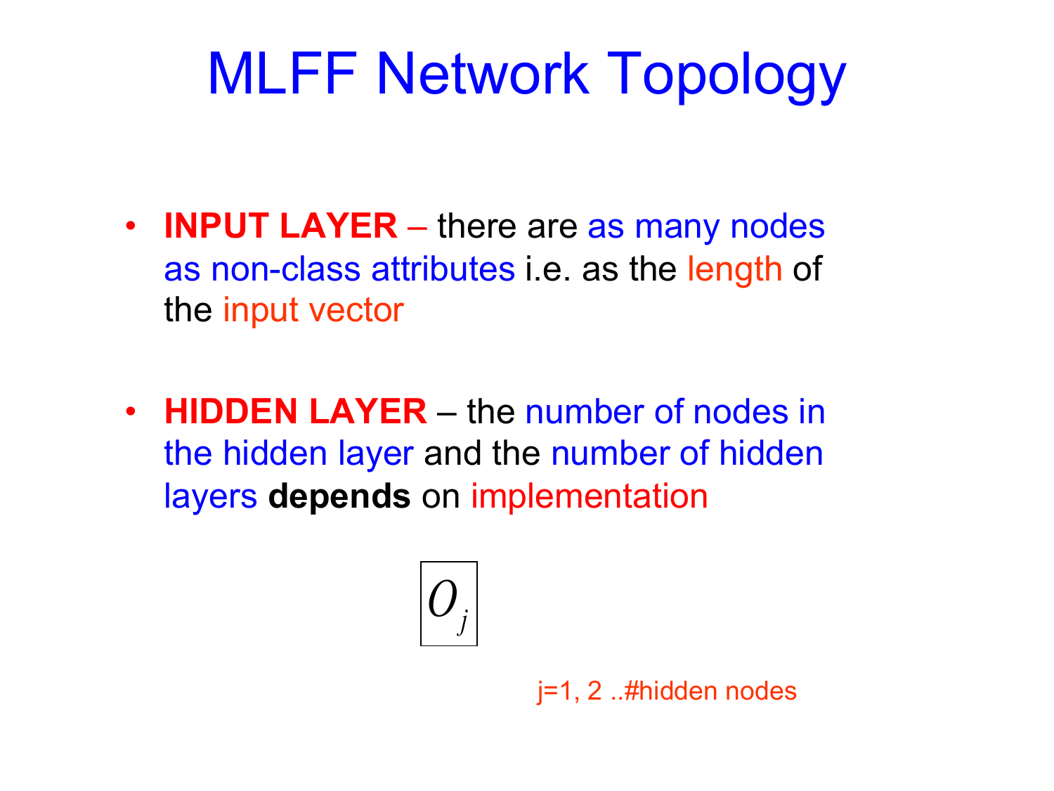# MLFF Network Topology

- **INPUT LAYER** – there are as many nodes as non-class attributes i.e. as the length of the input vector

- **HIDDEN LAYER** – the number of nodes in the hidden layer and the number of hidden layers **depends** on implementation

$$O_j$$

j=1, 2 ..#hidden nodes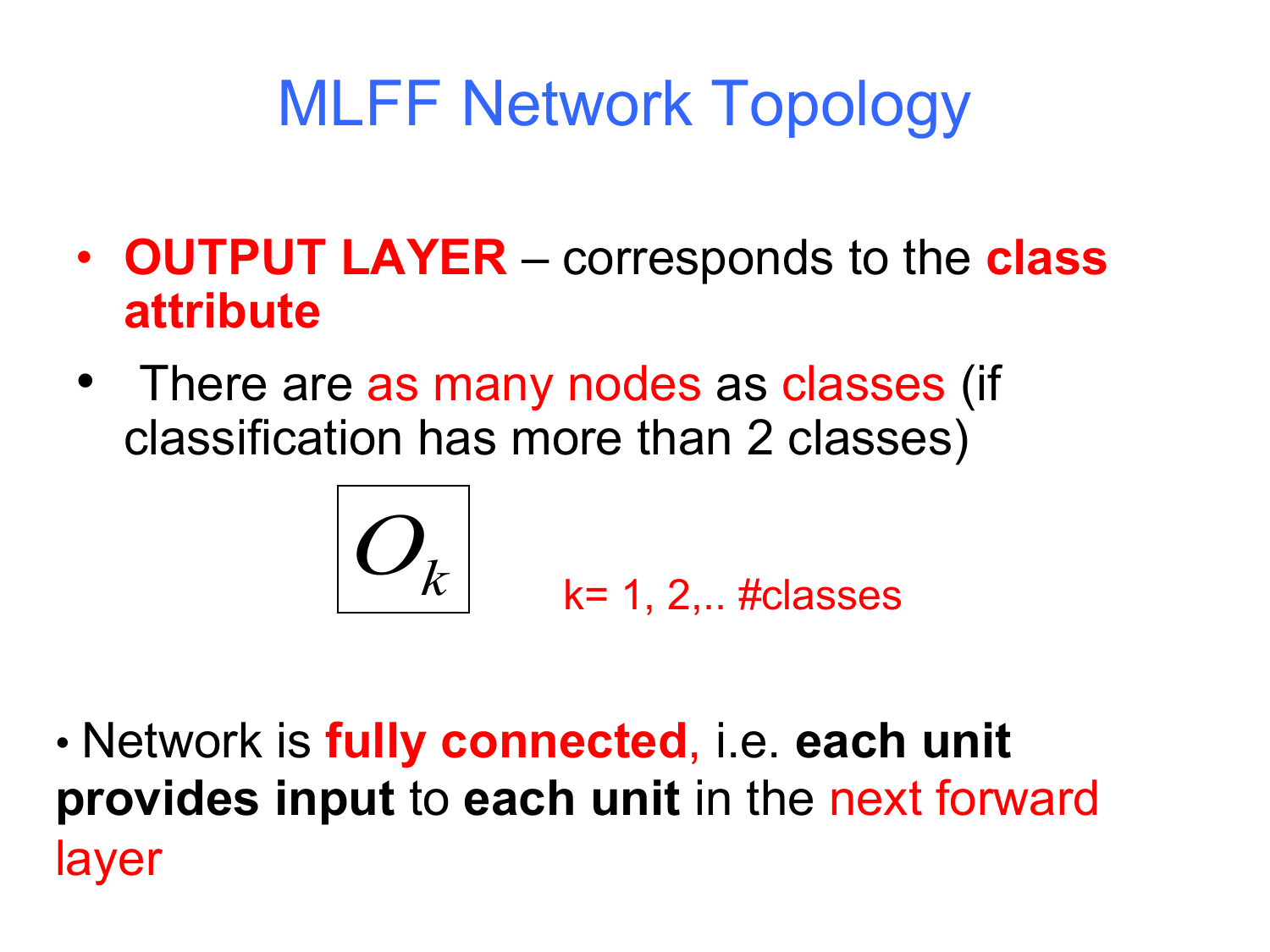# MLFF Network Topology

- **OUTPUT LAYER** – corresponds to the **class attribute**
- There are as many nodes as classes (if classification has more than 2 classes)

$$O_k$$

k= 1, 2,.. #classes

- Network is **fully connected**, i.e. **each unit provides input** to **each unit** in the next forward layer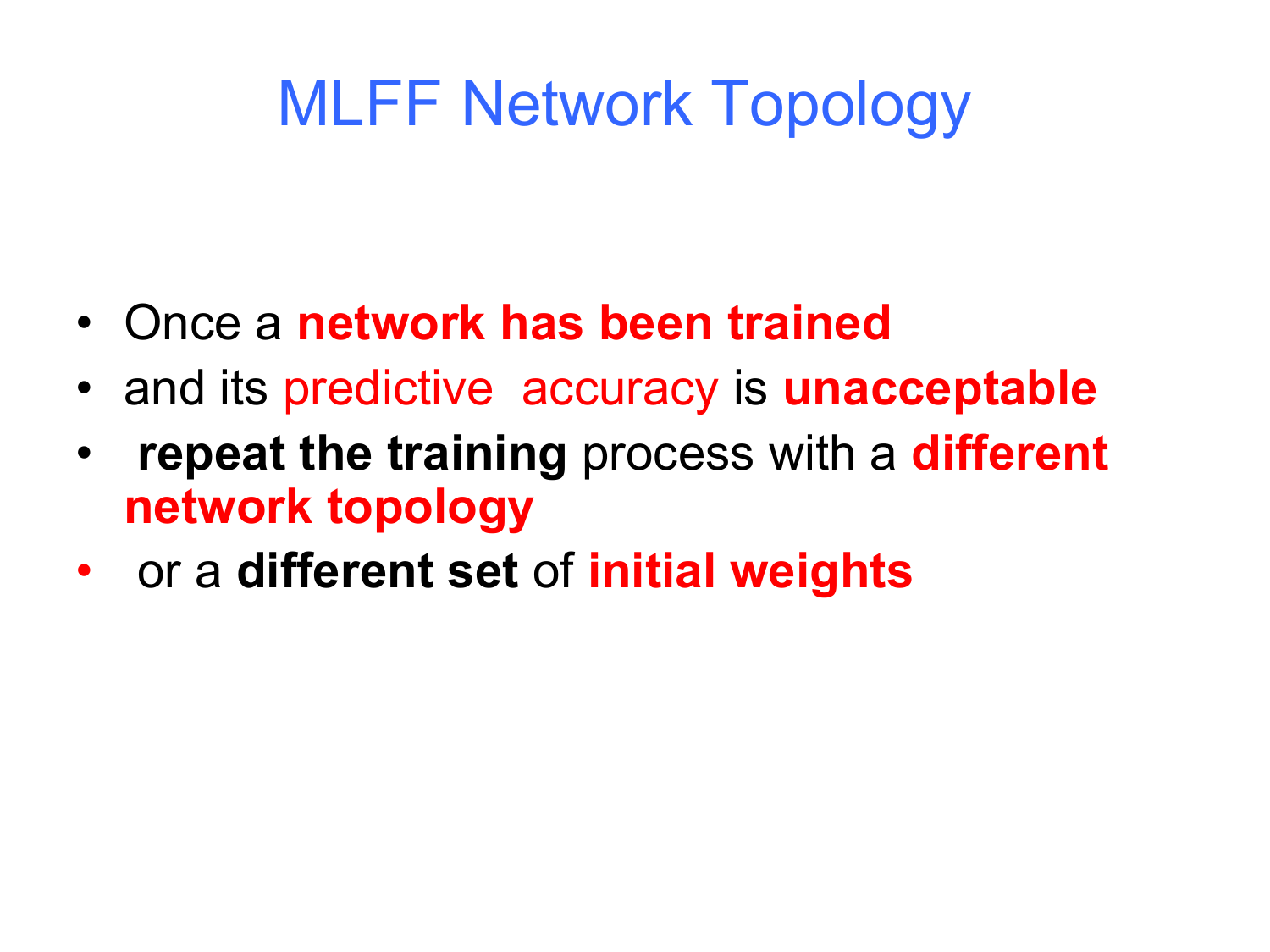# MLFF Network Topology

- Once a **network has been trained**
- and its predictive accuracy is **unacceptable**
- **repeat the training** process with a **different network topology**
- or a **different set** of **initial weights**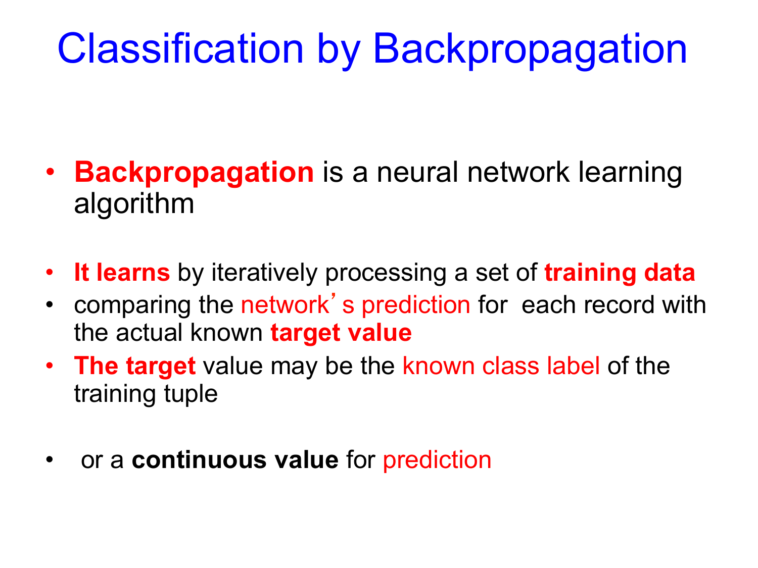# Classification by Backpropagation

- **Backpropagation** is a neural network learning algorithm

- **It learns** by iteratively processing a set of **training data**
- comparing the network's prediction for each record with the actual known **target value**
- **The target** value may be the known class label of the training tuple

- or a **continuous value** for prediction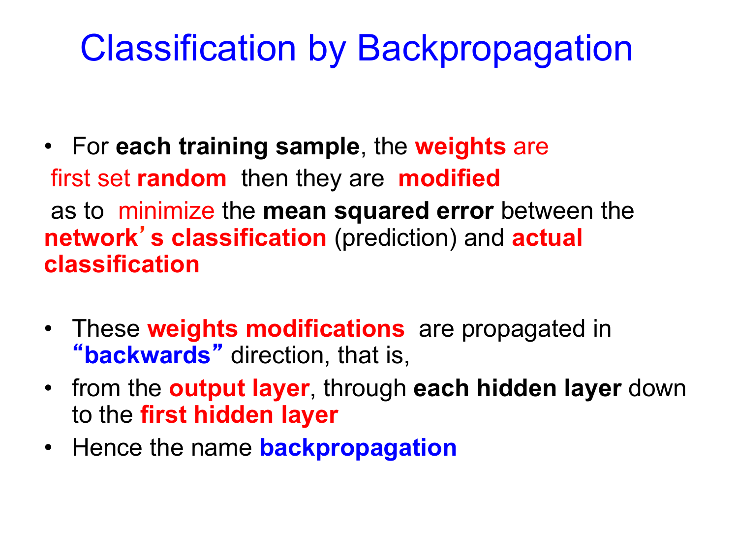# Classification by Backpropagation

- For **each training sample**, the **weights** are first set **random** then they are **modified** as to minimize the **mean squared error** between the **network's classification** (prediction) and **actual classification**

- These **weights modifications** are propagated in "**backwards**" direction, that is,
- from the **output layer**, through **each hidden layer** down to the **first hidden layer**
- Hence the name **backpropagation**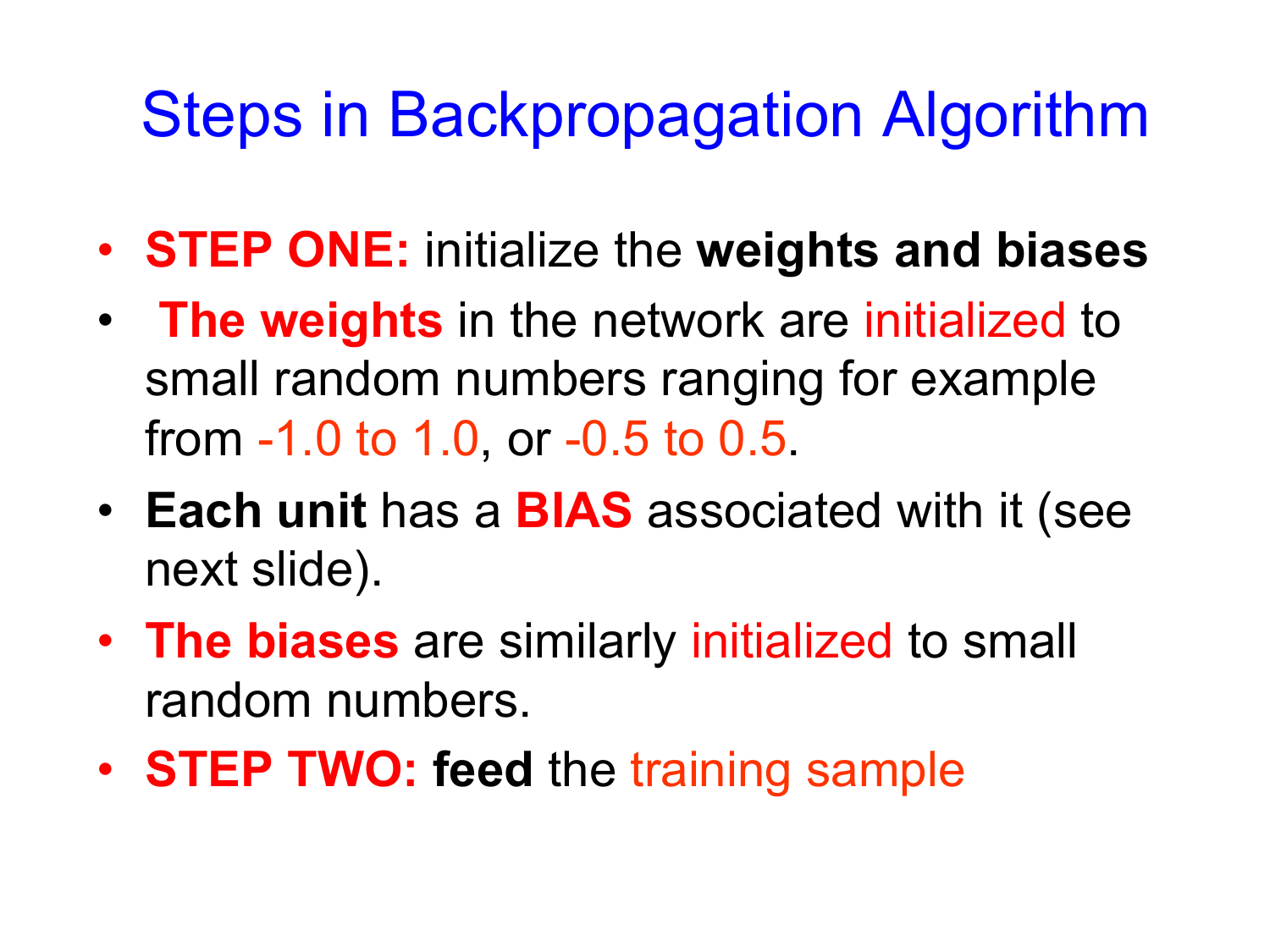# Steps in Backpropagation Algorithm

- **STEP ONE:** initialize the **weights and biases**
- **The weights** in the network are initialized to small random numbers ranging for example from -1.0 to 1.0, or -0.5 to 0.5.
- **Each unit** has a **BIAS** associated with it (see next slide).
- **The biases** are similarly initialized to small random numbers.
- **STEP TWO:** **feed** the training sample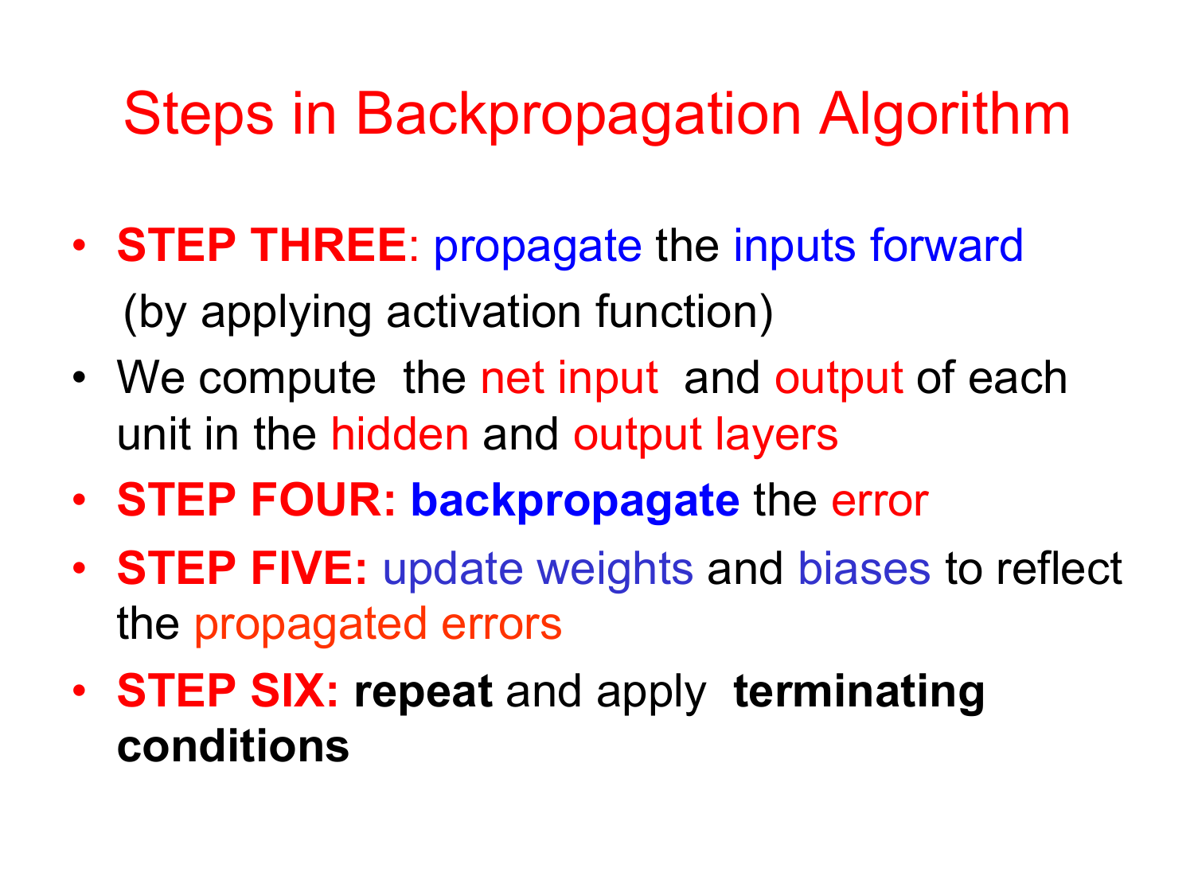# Steps in Backpropagation Algorithm

- **STEP THREE**: propagate the inputs forward (by applying activation function)
- We compute the net input and output of each unit in the hidden and output layers
- **STEP FOUR: backpropagate** the error
- **STEP FIVE:** update weights and biases to reflect the propagated errors
- **STEP SIX: repeat** and apply **terminating conditions**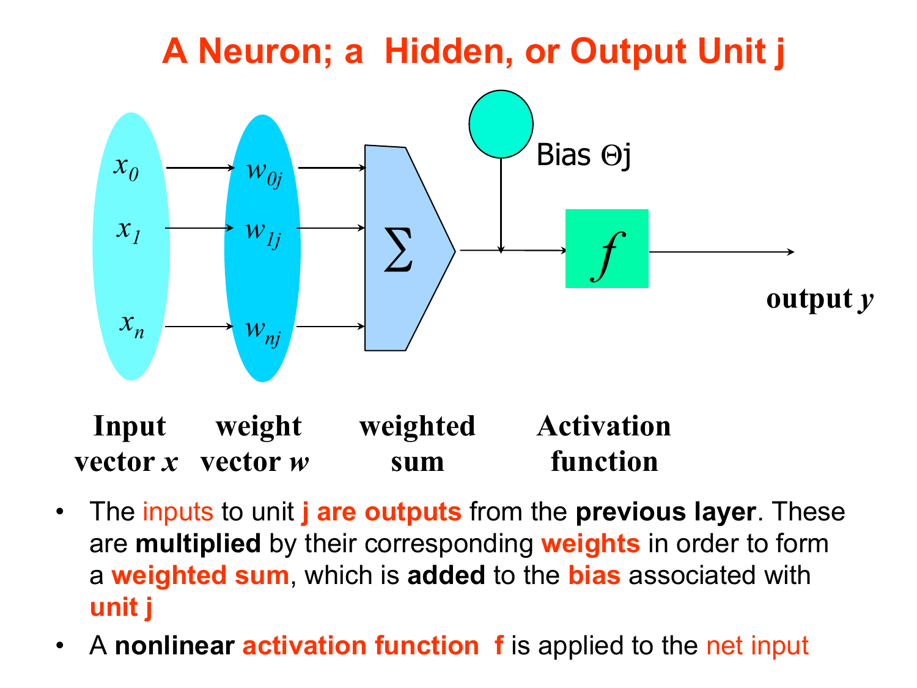# A Neuron; a Hidden, or Output Unit j

$x_0$ → $w_{0j}$
$x_1$ → $w_{1j}$
$x_n$ → $w_{nj}$

$\sum$ ← Bias $\Theta$j → $f$ → output $y$

**Input vector *x*** | **weight vector *w*** | **weighted sum** | **Activation function**

- The inputs to unit **j are outputs** from the **previous layer**. These are **multiplied** by their corresponding **weights** in order to form a **weighted sum**, which is **added** to the **bias** associated with **unit j**
- A **nonlinear activation function f** is applied to the net input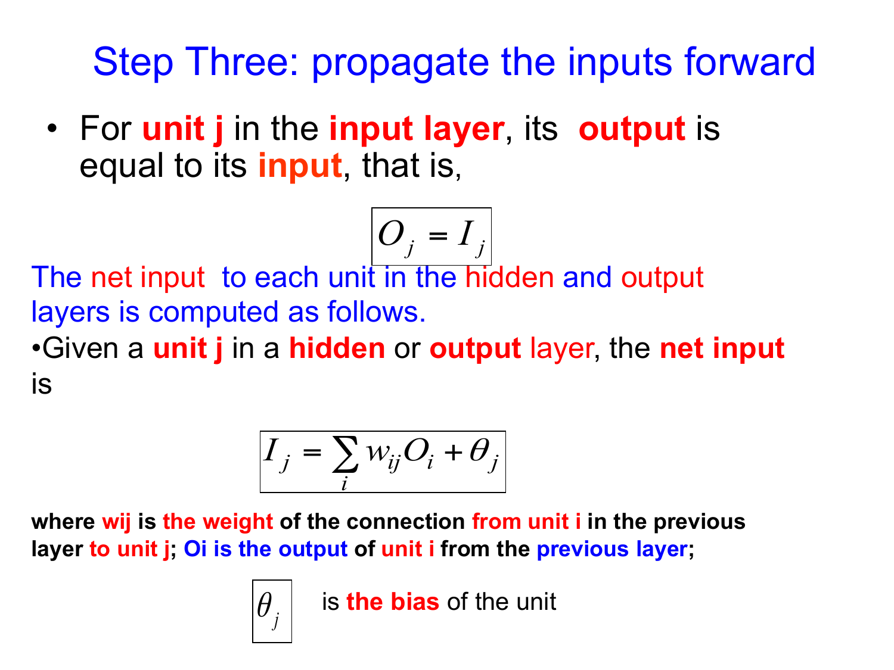# Step Three: propagate the inputs forward

- For **unit j** in the **input layer**, its **output** is equal to its **input**, that is,

$$O_j = I_j$$

The net input to each unit in the hidden and output layers is computed as follows.

- Given a **unit j** in a **hidden** or **output** layer, the **net input** is

$$I_j = \sum_i w_{ij} O_i + \theta_j$$

**where wij is the weight of the connection from unit i in the previous layer to unit j; Oi is the output of unit i from the previous layer;**

$\theta_j$ is **the bias** of the unit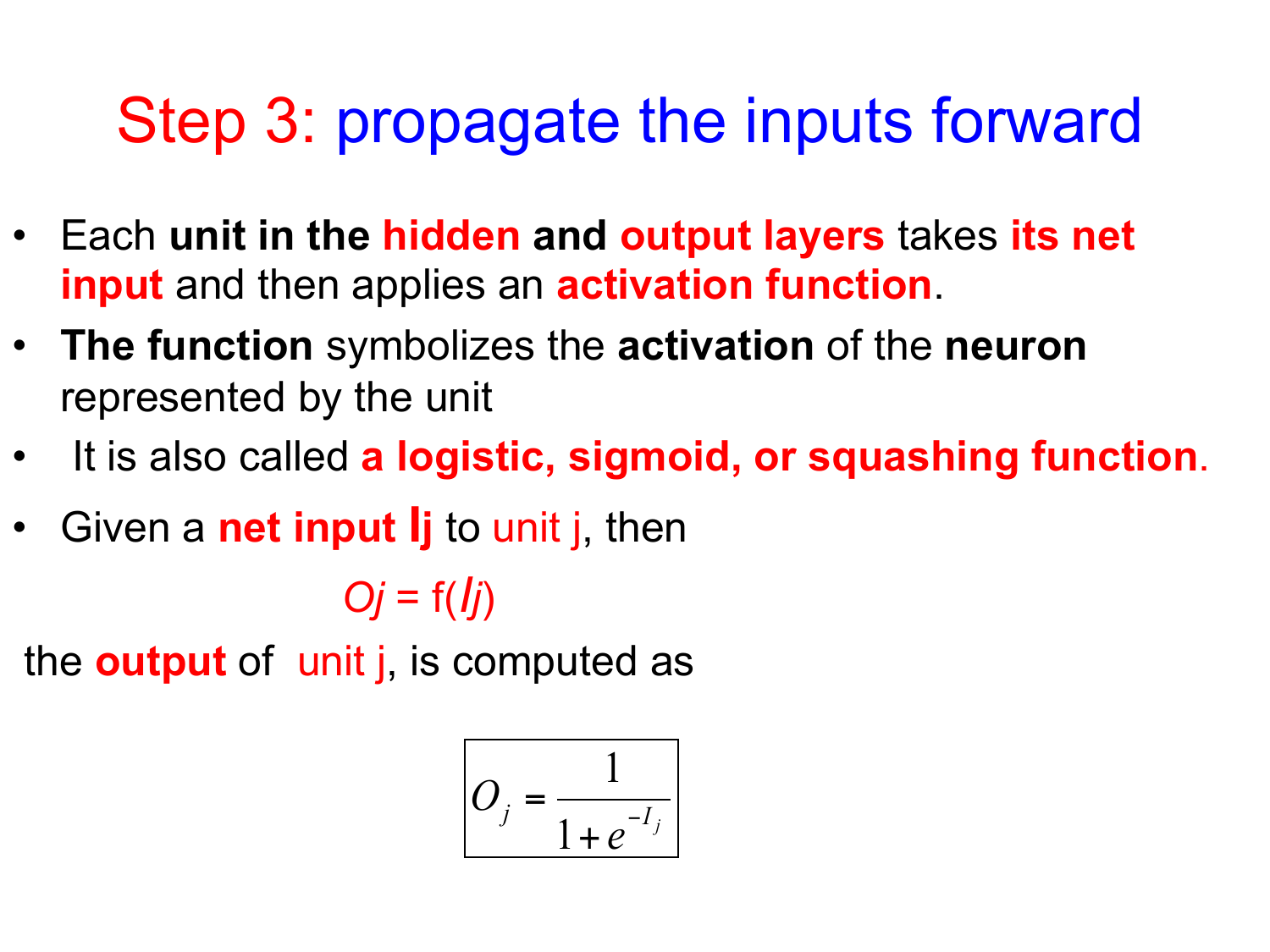# Step 3: propagate the inputs forward

- Each **unit in the hidden and output layers** takes **its net input** and then applies an **activation function**.
- **The function** symbolizes the **activation** of the **neuron** represented by the unit
- It is also called **a logistic, sigmoid, or squashing function**.
- Given a **net input $I_j$** to unit j, then

$$O_j = f(I_j)$$

the **output** of unit j, is computed as

$$O_j = \frac{1}{1 + e^{-I_j}}$$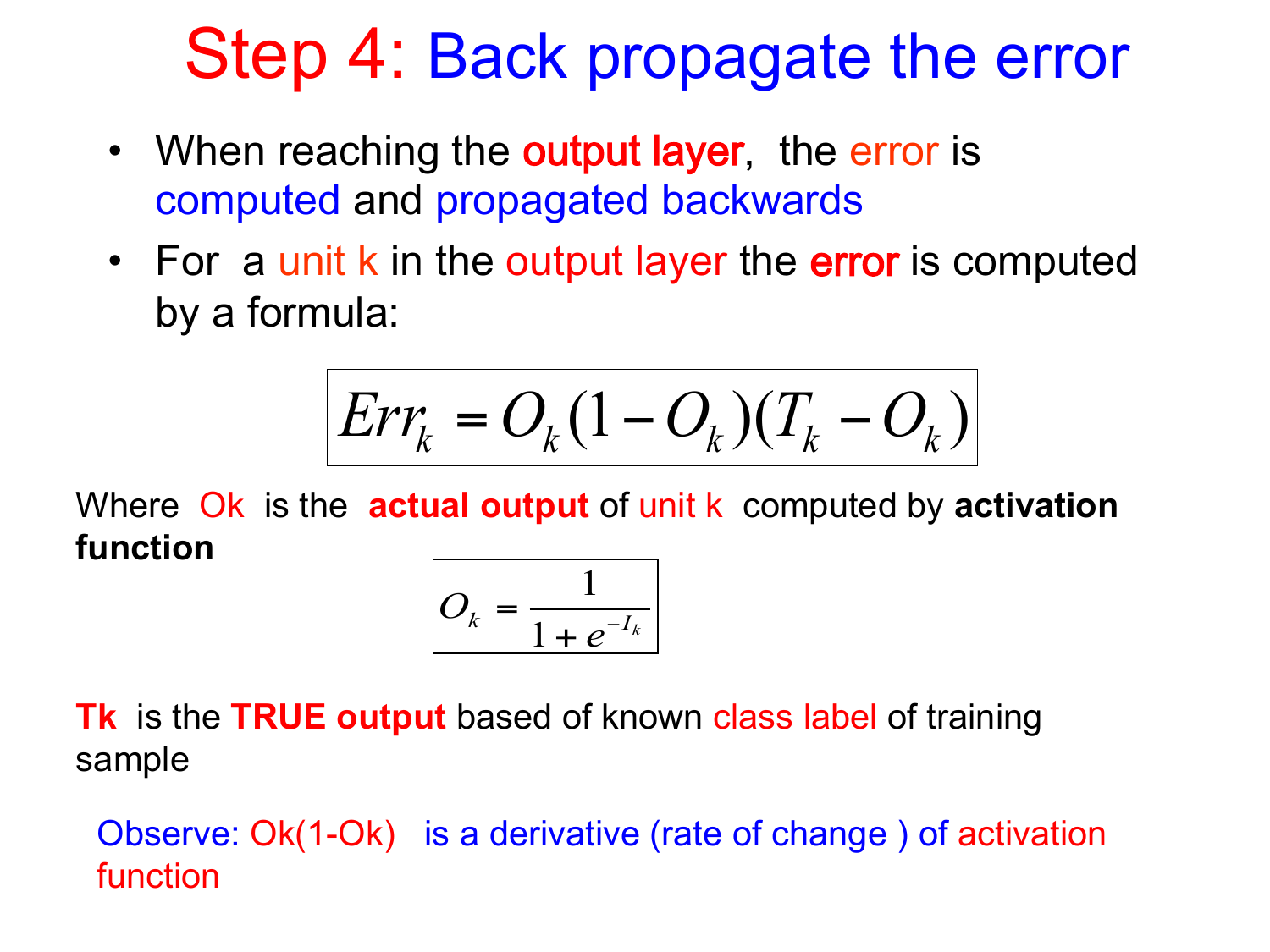# Step 4: Back propagate the error

- When reaching the **output layer**, the error is computed and propagated backwards
- For a unit k in the output layer the **error** is computed by a formula:

$$Err_k = O_k(1 - O_k)(T_k - O_k)$$

Where Ok is the **actual output** of unit k computed by **activation function**

$$O_k = \frac{1}{1 + e^{-I_k}}$$

**Tk** is the **TRUE output** based of known class label of training sample

Observe: Ok(1-Ok) is a derivative (rate of change ) of activation function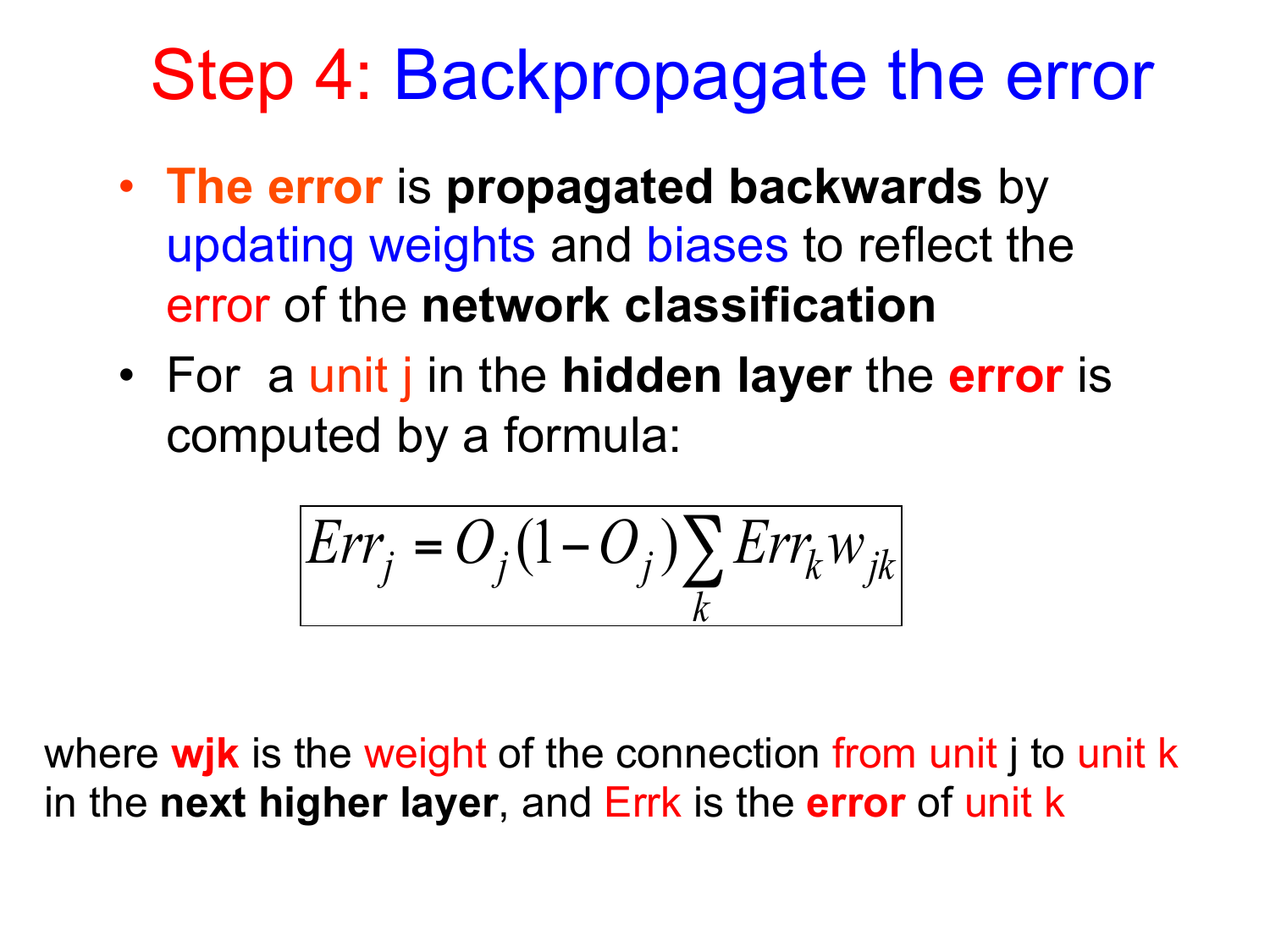# Step 4: Backpropagate the error

- **The error** is **propagated backwards** by updating weights and biases to reflect the error of the **network classification**
- For a unit j in the **hidden layer** the **error** is computed by a formula:

$$Err_j = O_j(1 - O_j)\sum_k Err_k w_{jk}$$

where **wjk** is the weight of the connection from unit j to unit k in the **next higher layer**, and Errk is the **error** of unit k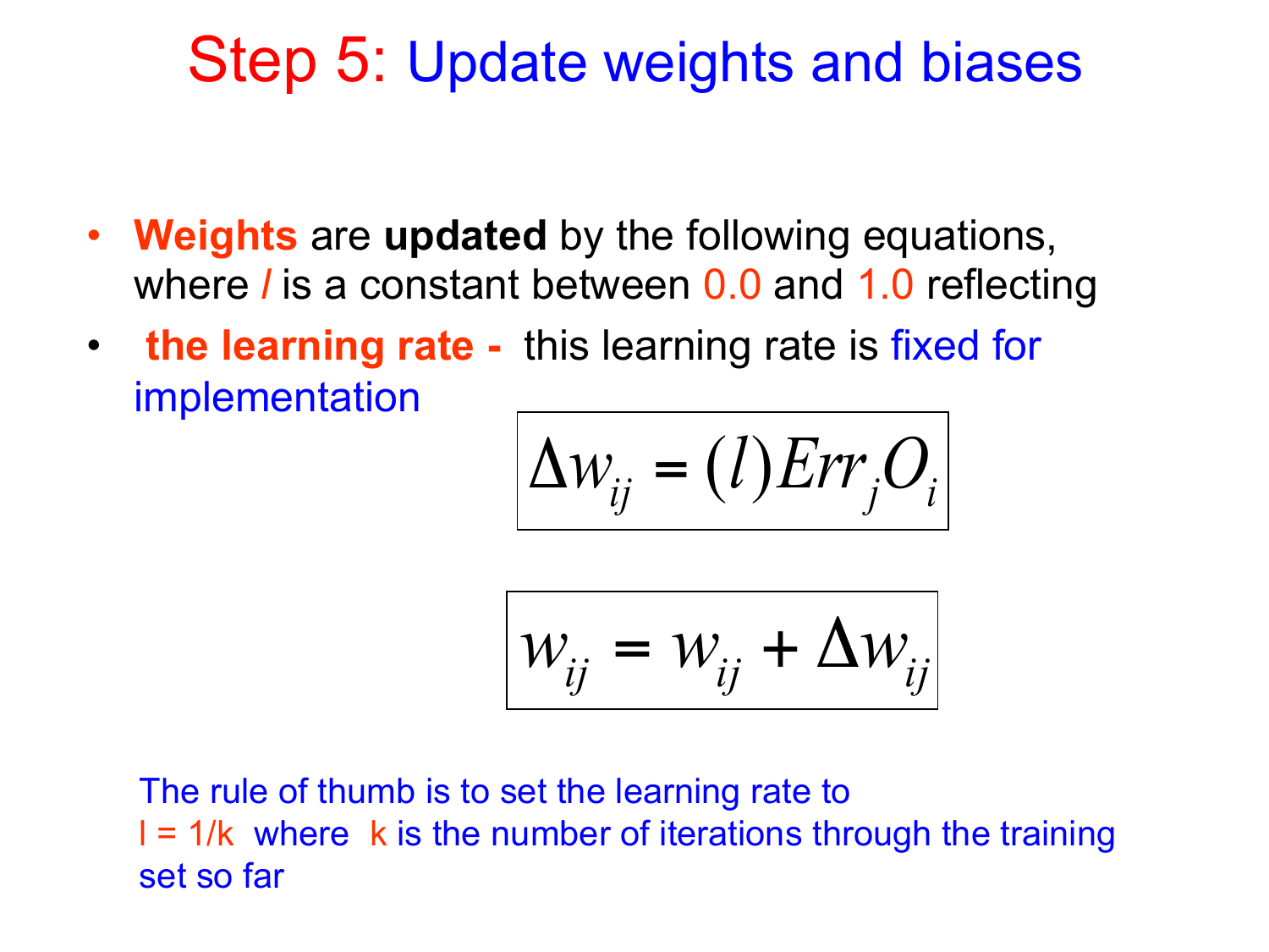# Step 5: Update weights and biases

- **Weights** are **updated** by the following equations, where $l$ is a constant between 0.0 and 1.0 reflecting
- **the learning rate -** this learning rate is fixed for implementation

$$\Delta w_{ij} = (l) Err_j O_i$$

$$w_{ij} = w_{ij} + \Delta w_{ij}$$

The rule of thumb is to set the learning rate to $l = 1/k$ where $k$ is the number of iterations through the training set so far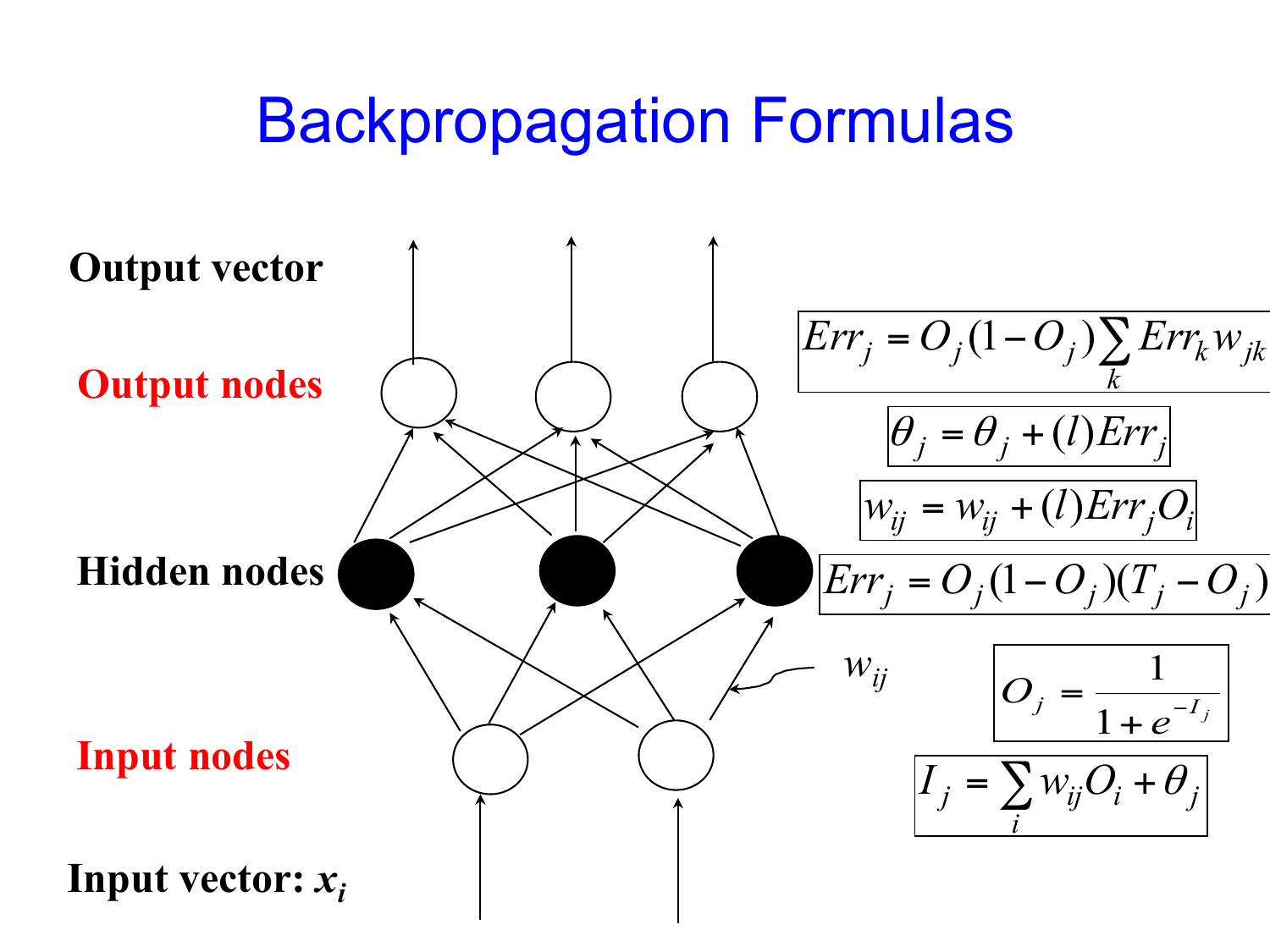# Backpropagation Formulas

**Output vector**

**Output nodes**

**Hidden nodes**

**Input nodes**

**Input vector: $x_i$**

$w_{ij}$

$$Err_j = O_j(1-O_j)\sum_k Err_k w_{jk}$$

$$\theta_j = \theta_j + (l)Err_j$$

$$w_{ij} = w_{ij} + (l)Err_j O_i$$

$$Err_j = O_j(1-O_j)(T_j - O_j)$$

$$O_j = \frac{1}{1+e^{-I_j}}$$

$$I_j = \sum_i w_{ij} O_i + \theta_j$$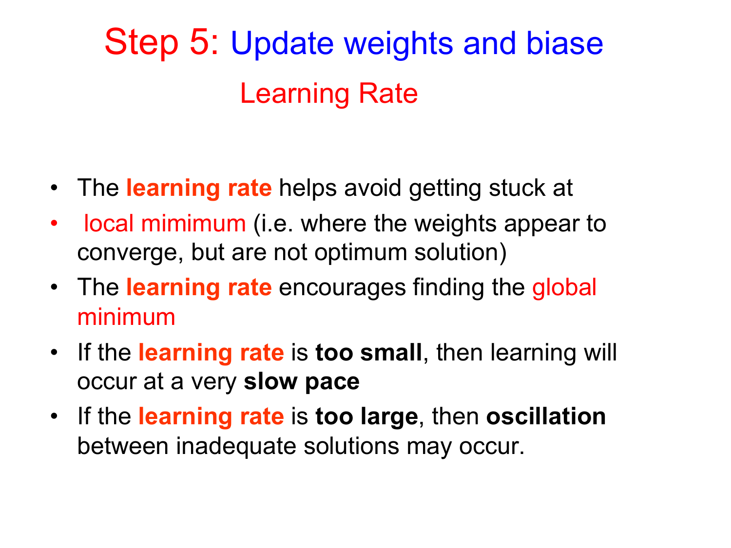# Step 5: Update weights and biase

## Learning Rate

- The **learning rate** helps avoid getting stuck at
- local mimimum (i.e. where the weights appear to converge, but are not optimum solution)
- The **learning rate** encourages finding the global minimum
- If the **learning rate** is **too small**, then learning will occur at a very **slow pace**
- If the **learning rate** is **too large**, then **oscillation** between inadequate solutions may occur.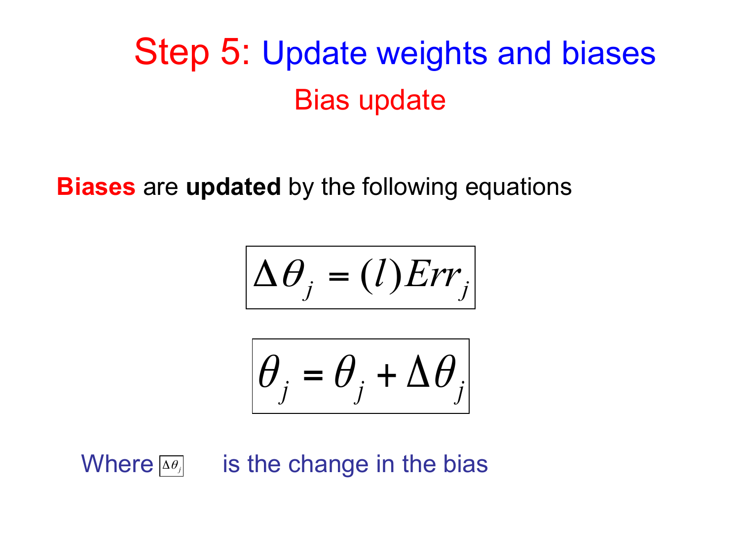# Step 5: Update weights and biases

## Bias update

**Biases** are **updated** by the following equations

$$\Delta\theta_j = (l)Err_j$$

$$\theta_j = \theta_j + \Delta\theta_j$$

Where $\Delta\theta_j$ is the change in the bias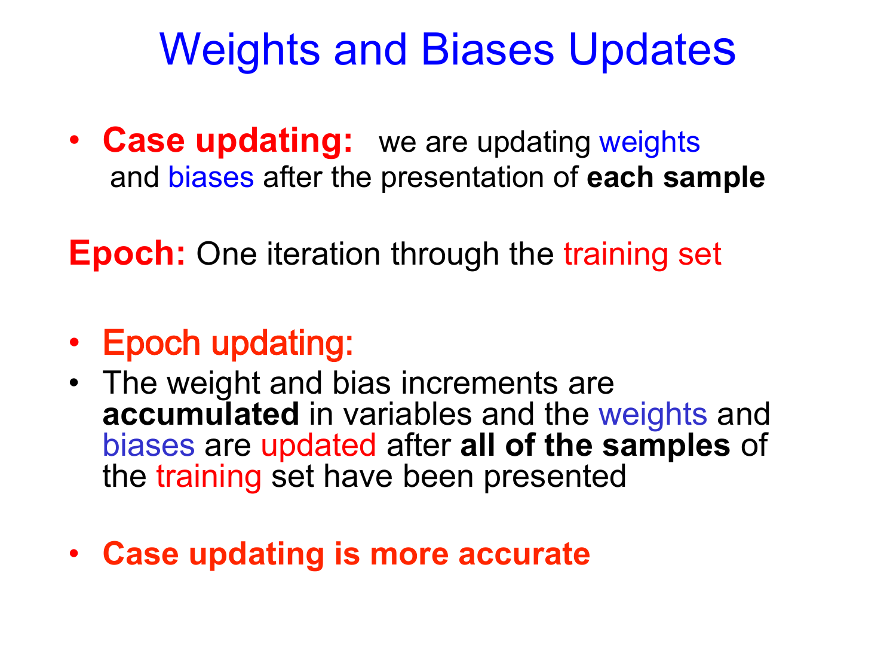# Weights and Biases Updates

- **Case updating:** we are updating weights and biases after the presentation of **each sample**

**Epoch:** One iteration through the training set

- Epoch updating:
- The weight and bias increments are **accumulated** in variables and the weights and biases are updated after **all of the samples** of the training set have been presented

- **Case updating is more accurate**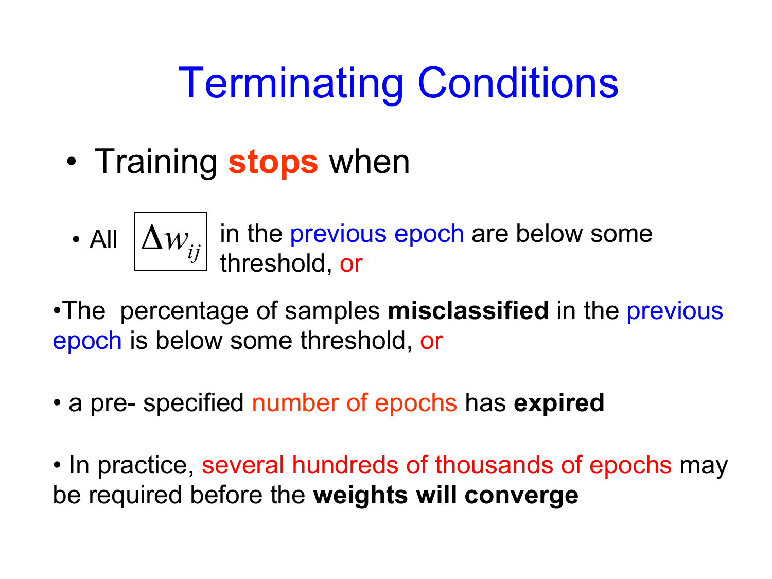# Terminating Conditions

- Training **stops** when
  - All $\Delta w_{ij}$ in the previous epoch are below some threshold, or
- The percentage of samples **misclassified** in the previous epoch is below some threshold, or
- a pre- specified number of epochs has **expired**
- In practice, several hundreds of thousands of epochs may be required before the **weights will converge**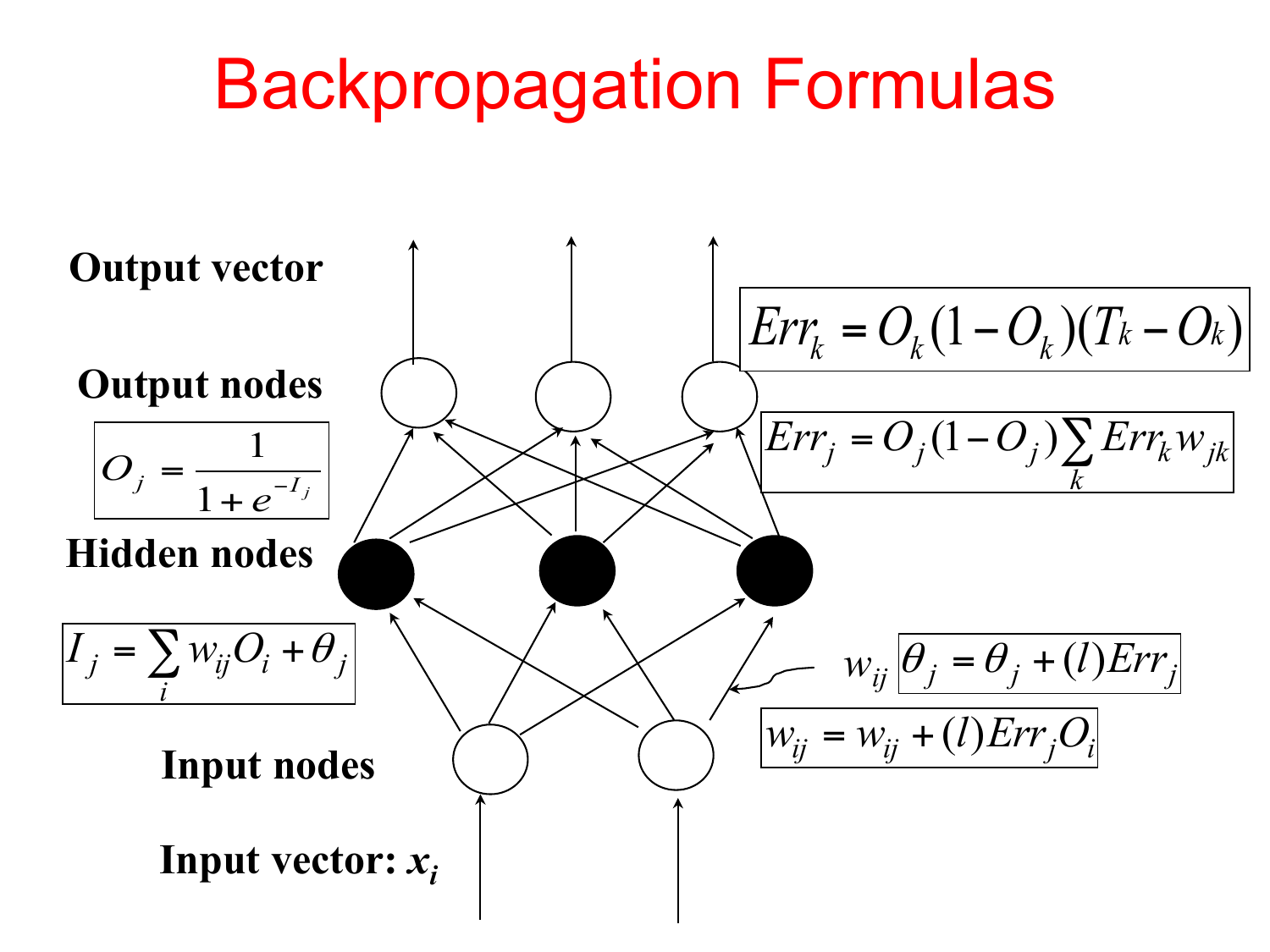# Backpropagation Formulas

Output vector

Output nodes

$$O_j = \frac{1}{1 + e^{-I_j}}$$

$$Err_k = O_k(1 - O_k)(T_k - O_k)$$

$$Err_j = O_j(1 - O_j)\sum_k Err_k w_{jk}$$

Hidden nodes

$$I_j = \sum_i w_{ij} O_i + \theta_j$$

$w_{ij}$

$$\theta_j = \theta_j + (l) Err_j$$

$$w_{ij} = w_{ij} + (l) Err_j O_i$$

Input nodes

Input vector: $x_i$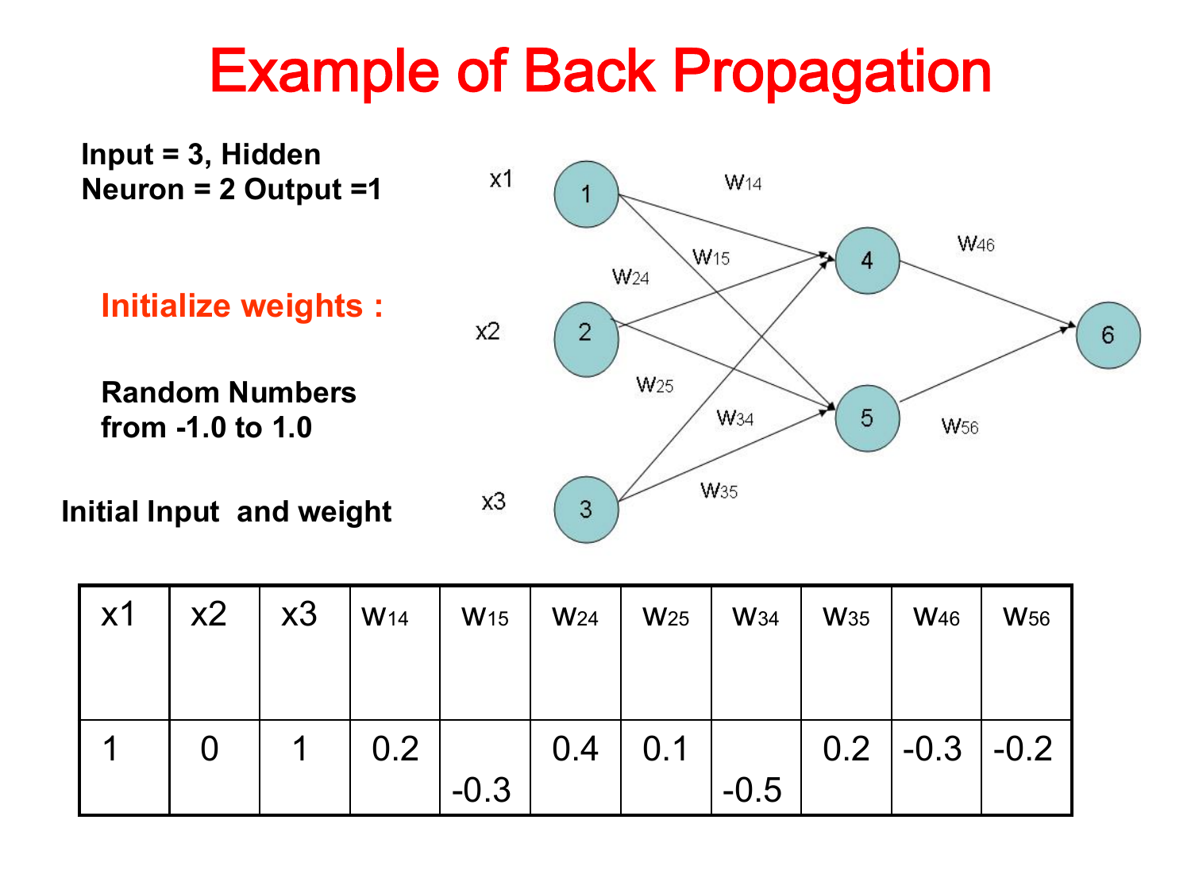# Example of Back Propagation

**Input = 3, Hidden Neuron = 2 Output =1**

**Initialize weights :**

**Random Numbers from -1.0 to 1.0**

**Initial Input and weight**

| x1 | x2 | x3 | $w_{14}$ | $w_{15}$ | $w_{24}$ | $w_{25}$ | $w_{34}$ | $w_{35}$ | $w_{46}$ | $w_{56}$ |
|---|---|---|---|---|---|---|---|---|---|---|
| 1 | 0 | 1 | 0.2 | -0.3 | 0.4 | 0.1 | -0.5 | 0.2 | -0.3 | -0.2 |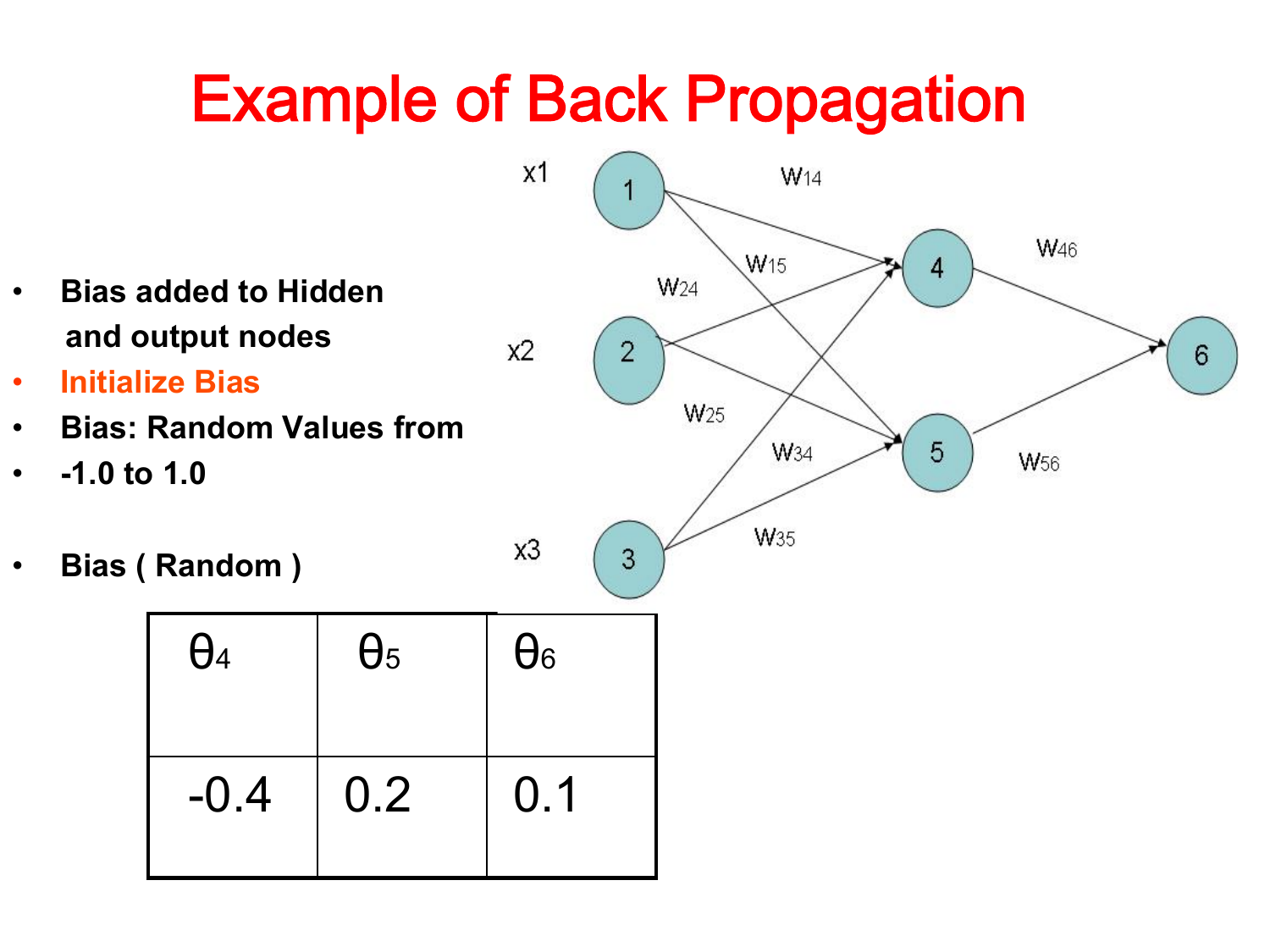# Example of Back Propagation

- **Bias added to Hidden and output nodes**
- **Initialize Bias**
- **Bias: Random Values from**
- **-1.0 to 1.0**

- **Bias ( Random )**

| $\theta_4$ | $\theta_5$ | $\theta_6$ |
|---|---|---|
| -0.4 | 0.2 | 0.1 |

x1, x2, x3

1, 2, 3, 4, 5, 6

$W_{14}$, $W_{15}$, $W_{24}$, $W_{25}$, $W_{34}$, $W_{35}$, $W_{46}$, $W_{56}$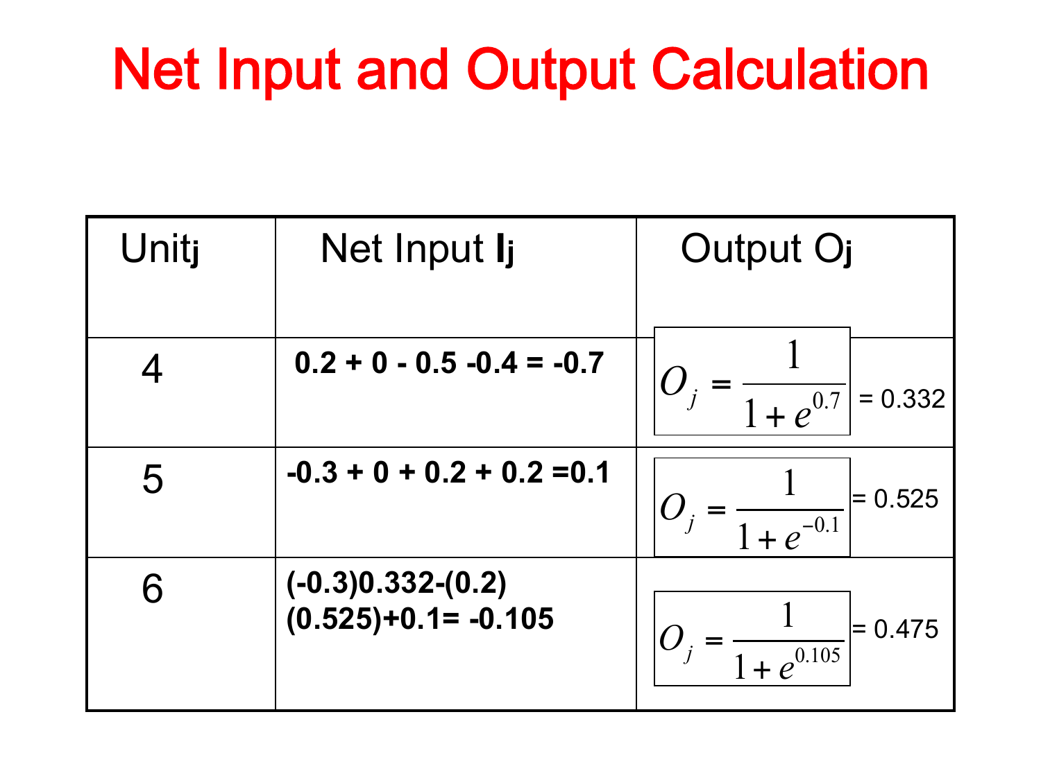# Net Input and Output Calculation

| Unit $j$ | Net Input $I_j$ | Output $O_j$ |
|---|---|---|
| 4 | **0.2 + 0 - 0.5 -0.4 = -0.7** | $O_j = \frac{1}{1+e^{0.7}}$ = 0.332 |
| 5 | **-0.3 + 0 + 0.2 + 0.2 =0.1** | $O_j = \frac{1}{1+e^{-0.1}}$ = 0.525 |
| 6 | **(-0.3)0.332-(0.2)(0.525)+0.1= -0.105** | $O_j = \frac{1}{1+e^{0.105}}$ = 0.475 |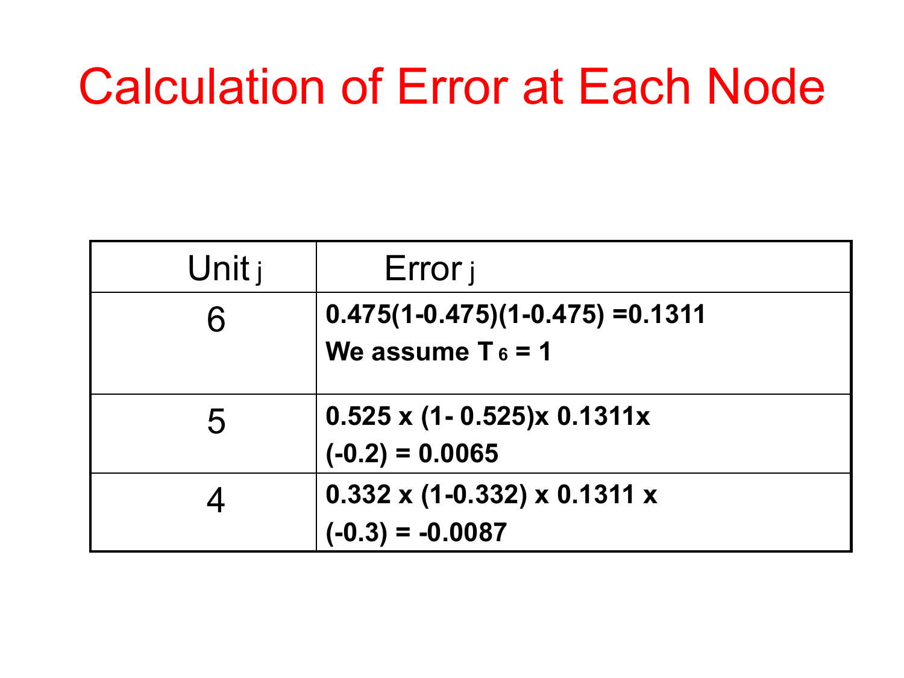# Calculation of Error at Each Node

| Unit $_j$ | Error $_j$ |
|---|---|
| 6 | 0.475(1-0.475)(1-0.475) =0.1311<br>We assume $T_6$ = 1 |
| 5 | 0.525 x (1- 0.525)x 0.1311x (-0.2) = 0.0065 |
| 4 | 0.332 x (1-0.332) x 0.1311 x (-0.3) = -0.0087 |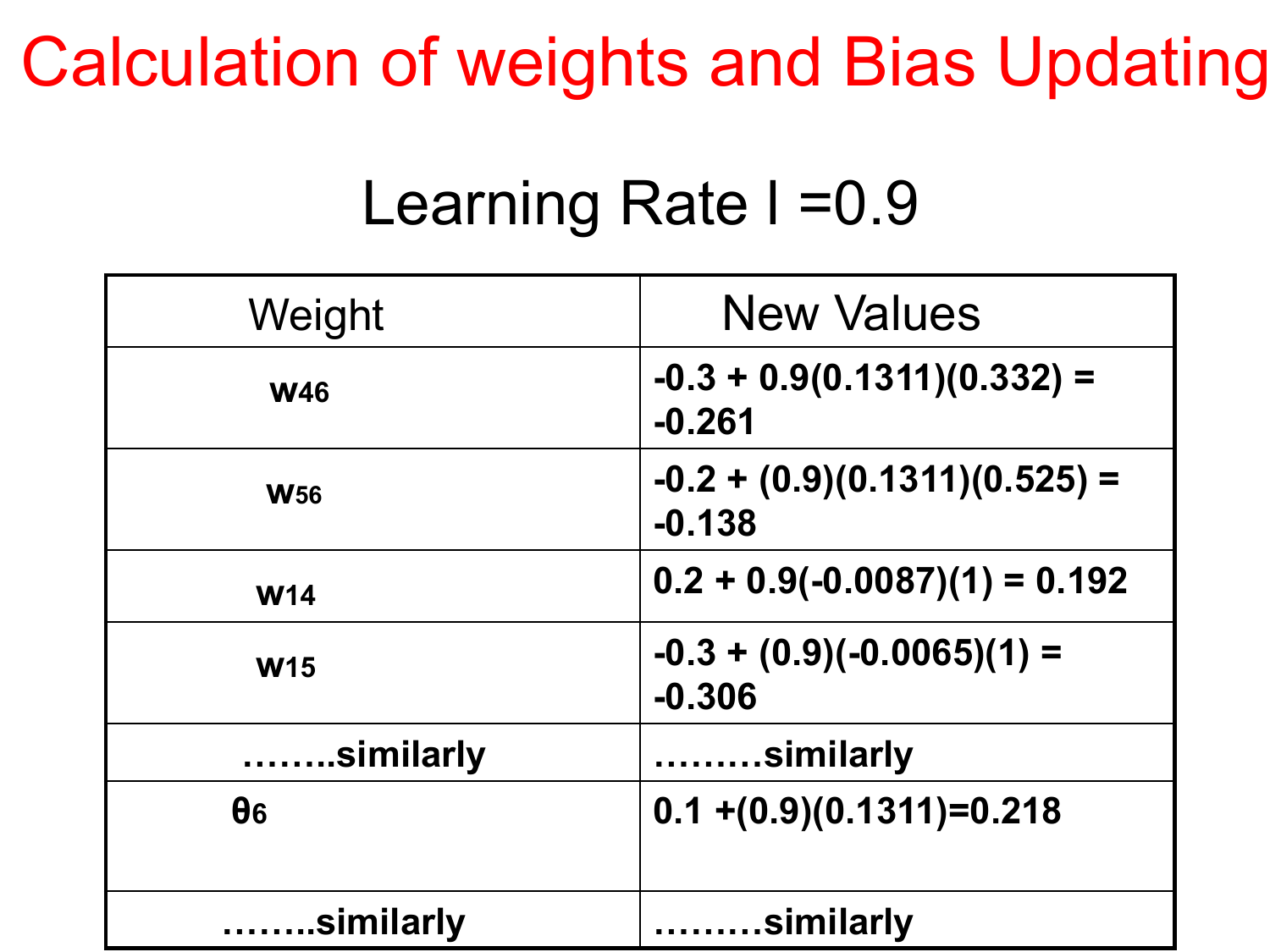# Calculation of weights and Bias Updating

Learning Rate l =0.9

| Weight | New Values |
|---|---|
| $w_{46}$ | -0.3 + 0.9(0.1311)(0.332) = -0.261 |
| $w_{56}$ | -0.2 + (0.9)(0.1311)(0.525) = -0.138 |
| $w_{14}$ | 0.2 + 0.9(-0.0087)(1) = 0.192 |
| $w_{15}$ | -0.3 + (0.9)(-0.0065)(1) = -0.306 |
| ……..similarly | ………similarly |
| $\theta_6$ | 0.1 +(0.9)(0.1311)=0.218 |
| ……..similarly | ………similarly |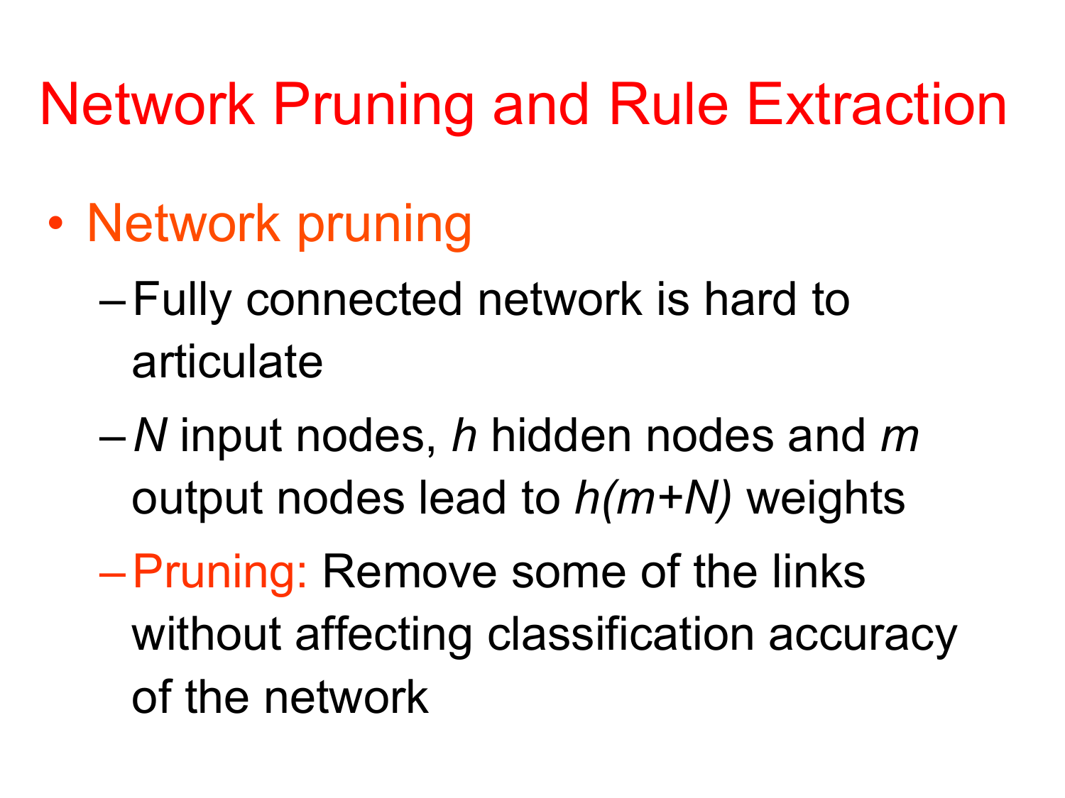# Network Pruning and Rule Extraction

- Network pruning
  - Fully connected network is hard to articulate
  - $N$ input nodes, $h$ hidden nodes and $m$ output nodes lead to $h(m+N)$ weights
  - Pruning: Remove some of the links without affecting classification accuracy of the network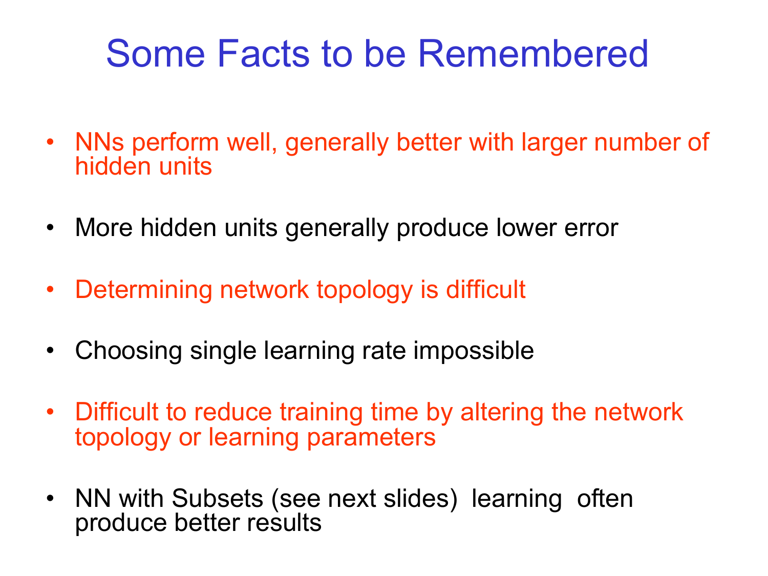# Some Facts to be Remembered

- NNs perform well, generally better with larger number of hidden units
- More hidden units generally produce lower error
- Determining network topology is difficult
- Choosing single learning rate impossible
- Difficult to reduce training time by altering the network topology or learning parameters
- NN with Subsets (see next slides) learning often produce better results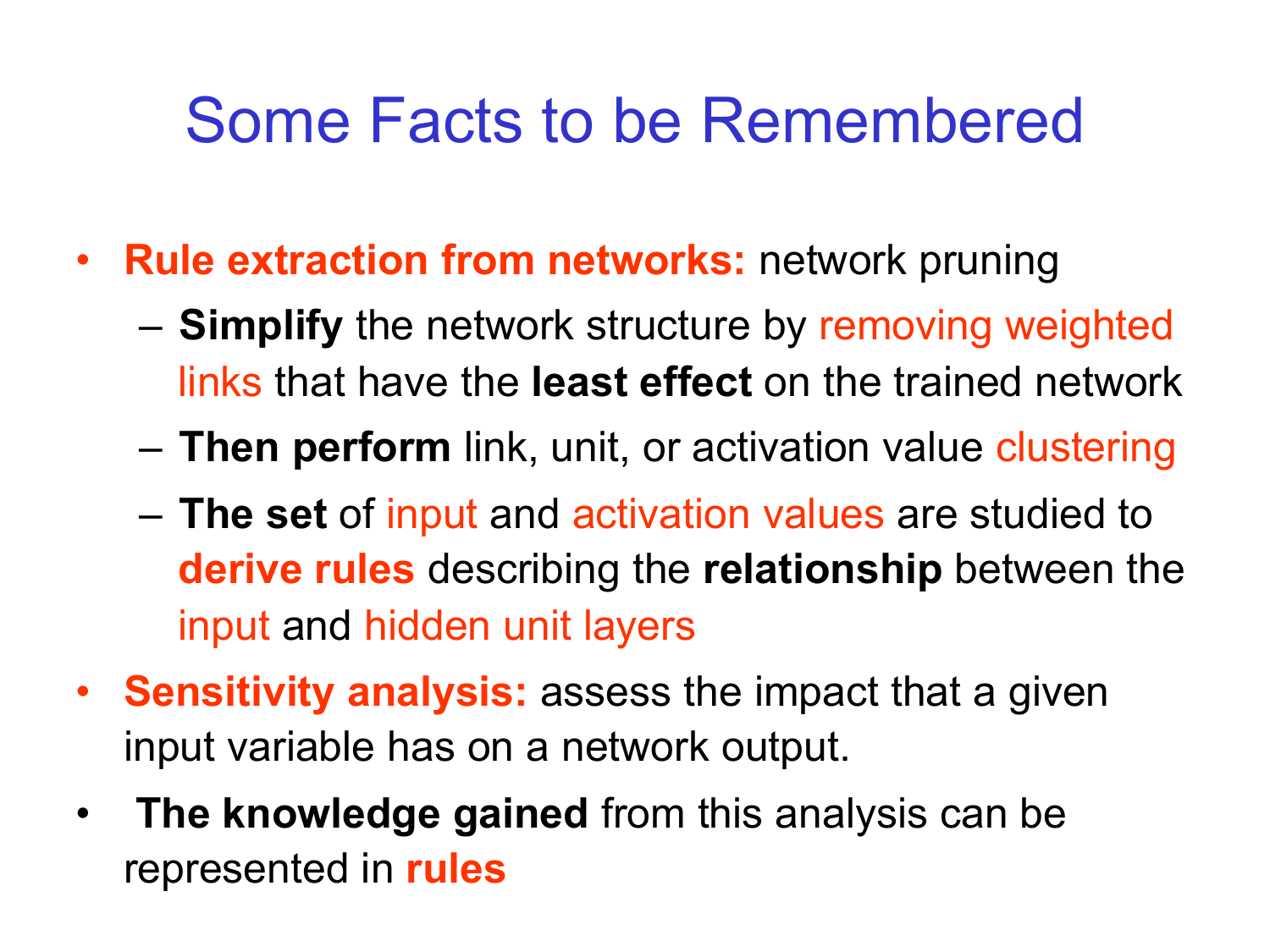# Some Facts to be Remembered

- **Rule extraction from networks:** network pruning
  - **Simplify** the network structure by removing weighted links that have the **least effect** on the trained network
  - **Then perform** link, unit, or activation value clustering
  - **The set** of input and activation values are studied to **derive rules** describing the **relationship** between the input and hidden unit layers
- **Sensitivity analysis:** assess the impact that a given input variable has on a network output.
- **The knowledge gained** from this analysis can be represented in **rules**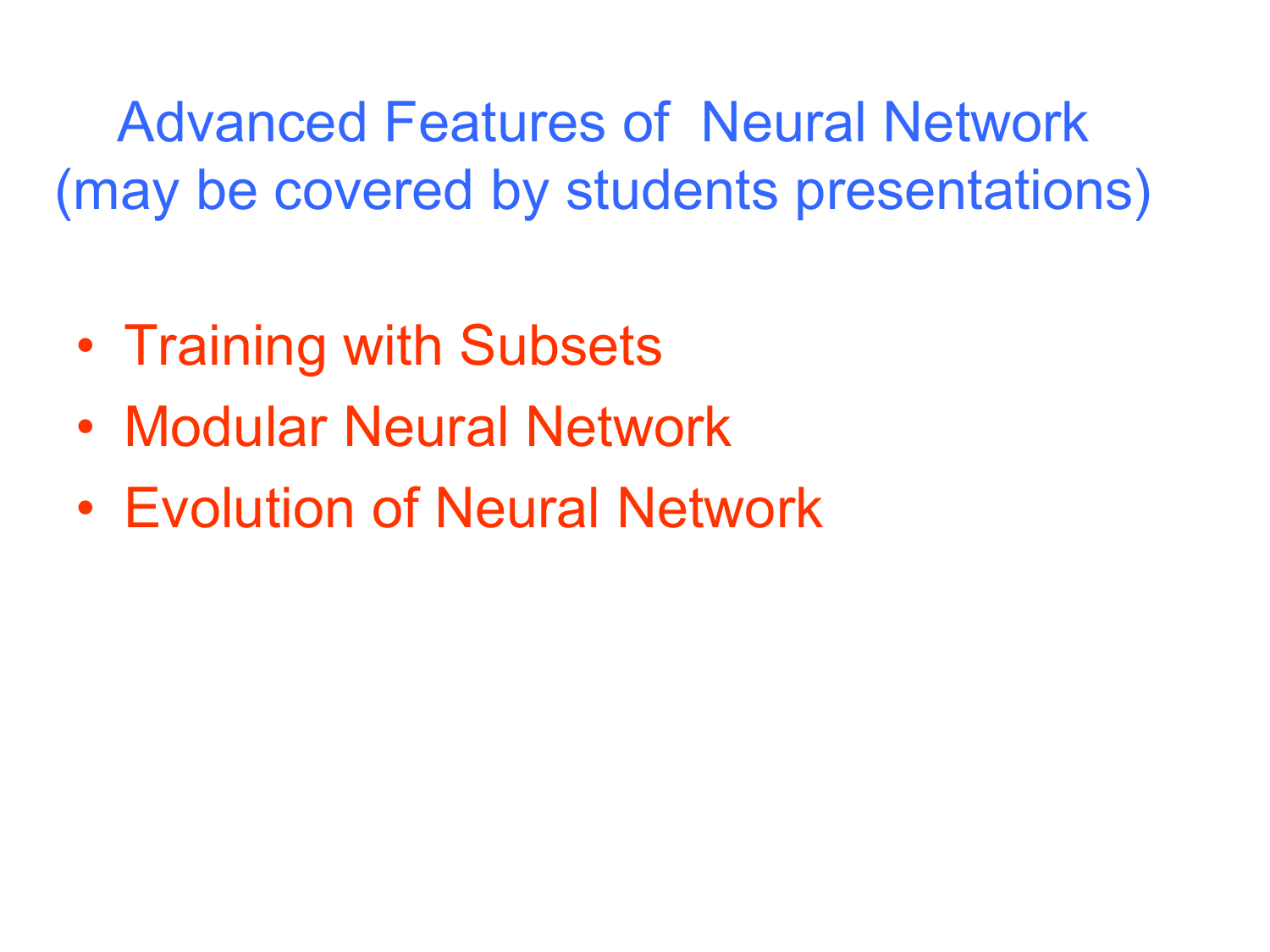# Advanced Features of Neural Network
# (may be covered by students presentations)

- Training with Subsets
- Modular Neural Network
- Evolution of Neural Network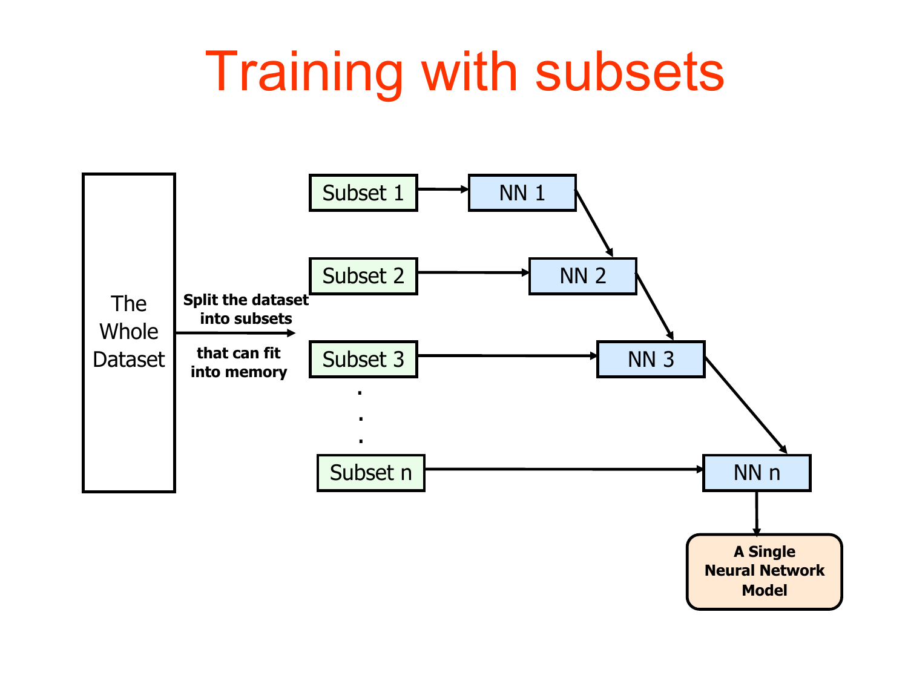# Training with subsets

The Whole Dataset

**Split the dataset into subsets that can fit into memory**

Subset 1 → NN 1

Subset 2 → NN 2

Subset 3 → NN 3

.
.
.

Subset n → NN n

**A Single Neural Network Model**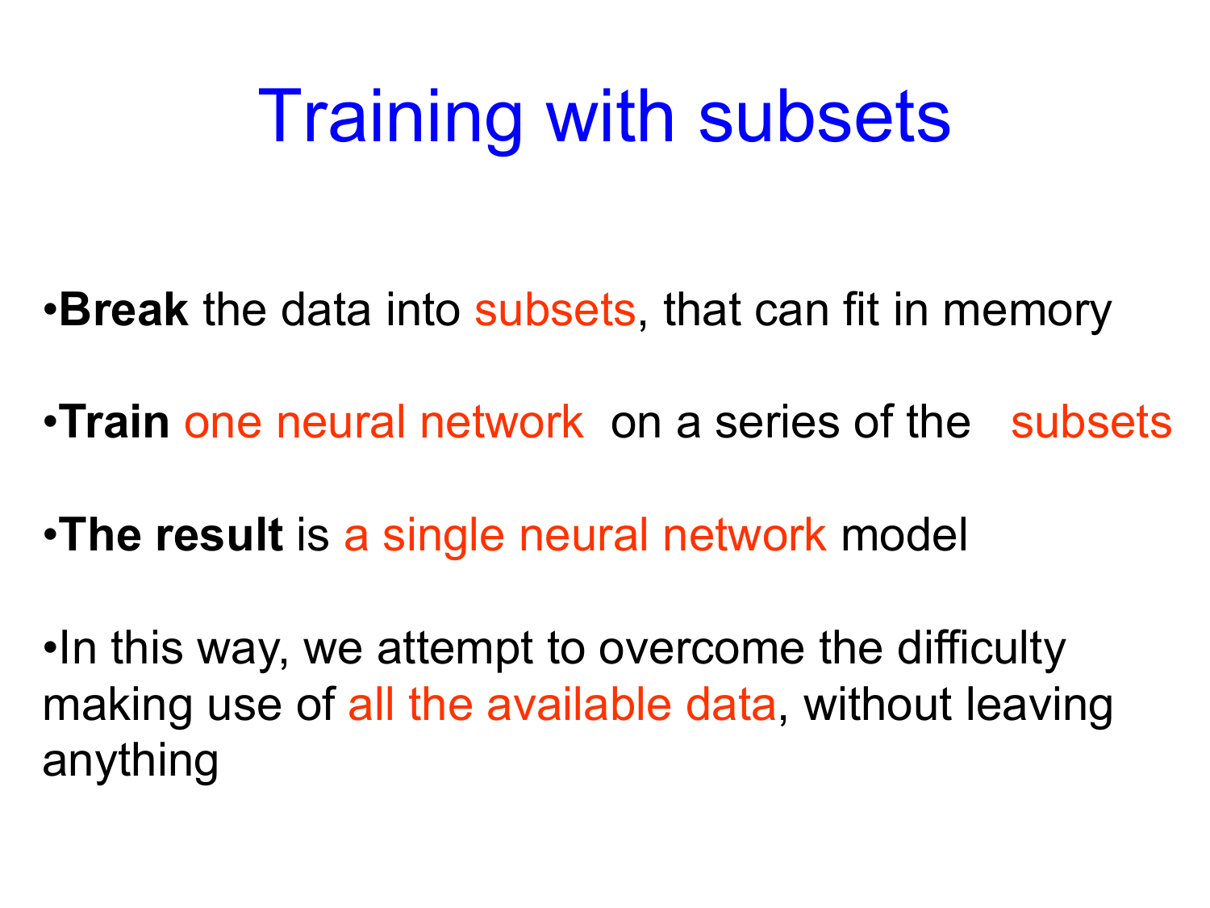# Training with subsets

- **Break** the data into subsets, that can fit in memory
- **Train** one neural network on a series of the subsets
- **The result** is a single neural network model
- In this way, we attempt to overcome the difficulty making use of all the available data, without leaving anything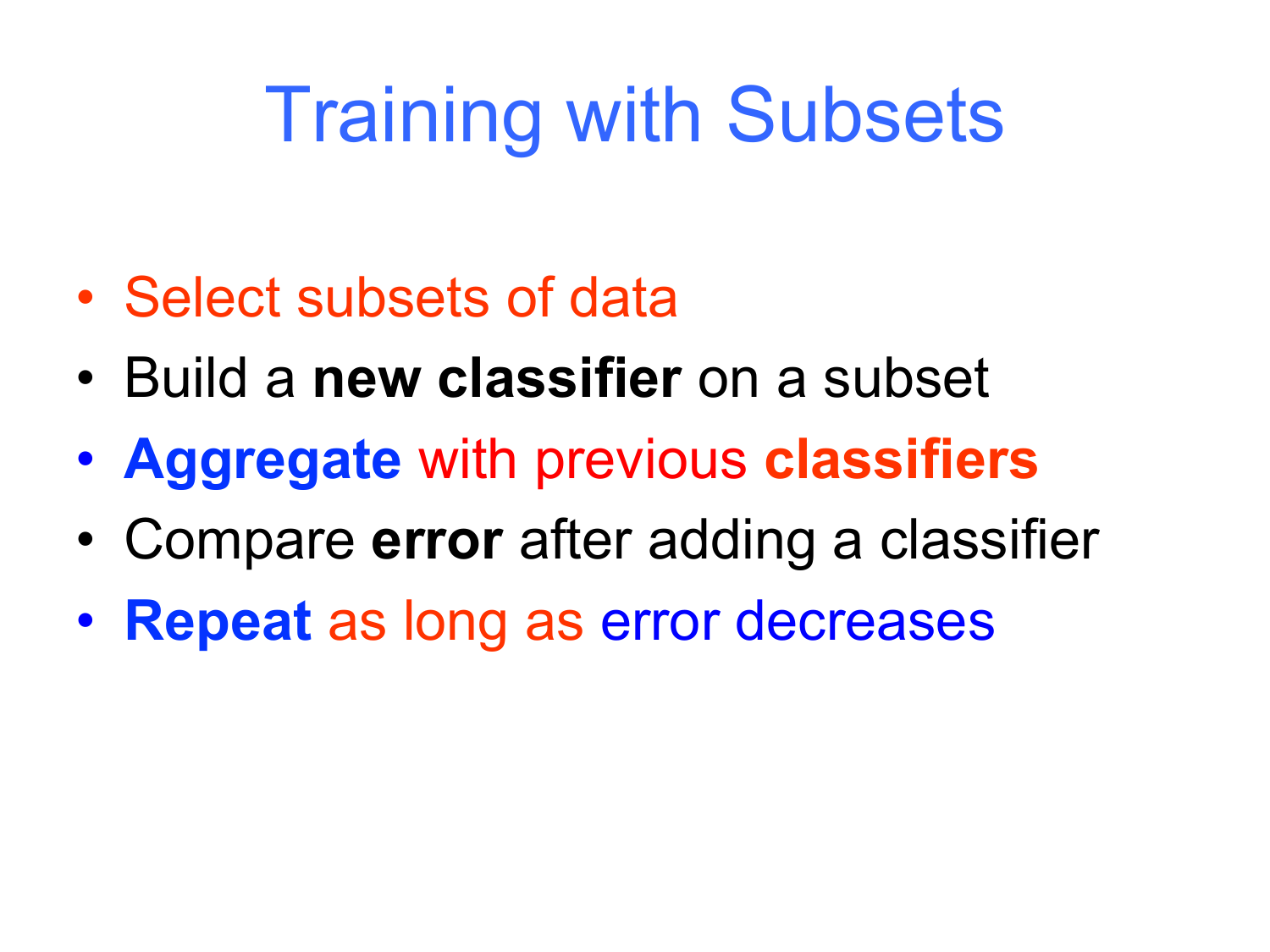# Training with Subsets

- Select subsets of data
- Build a **new classifier** on a subset
- **Aggregate** with previous **classifiers**
- Compare **error** after adding a classifier
- **Repeat** as long as error decreases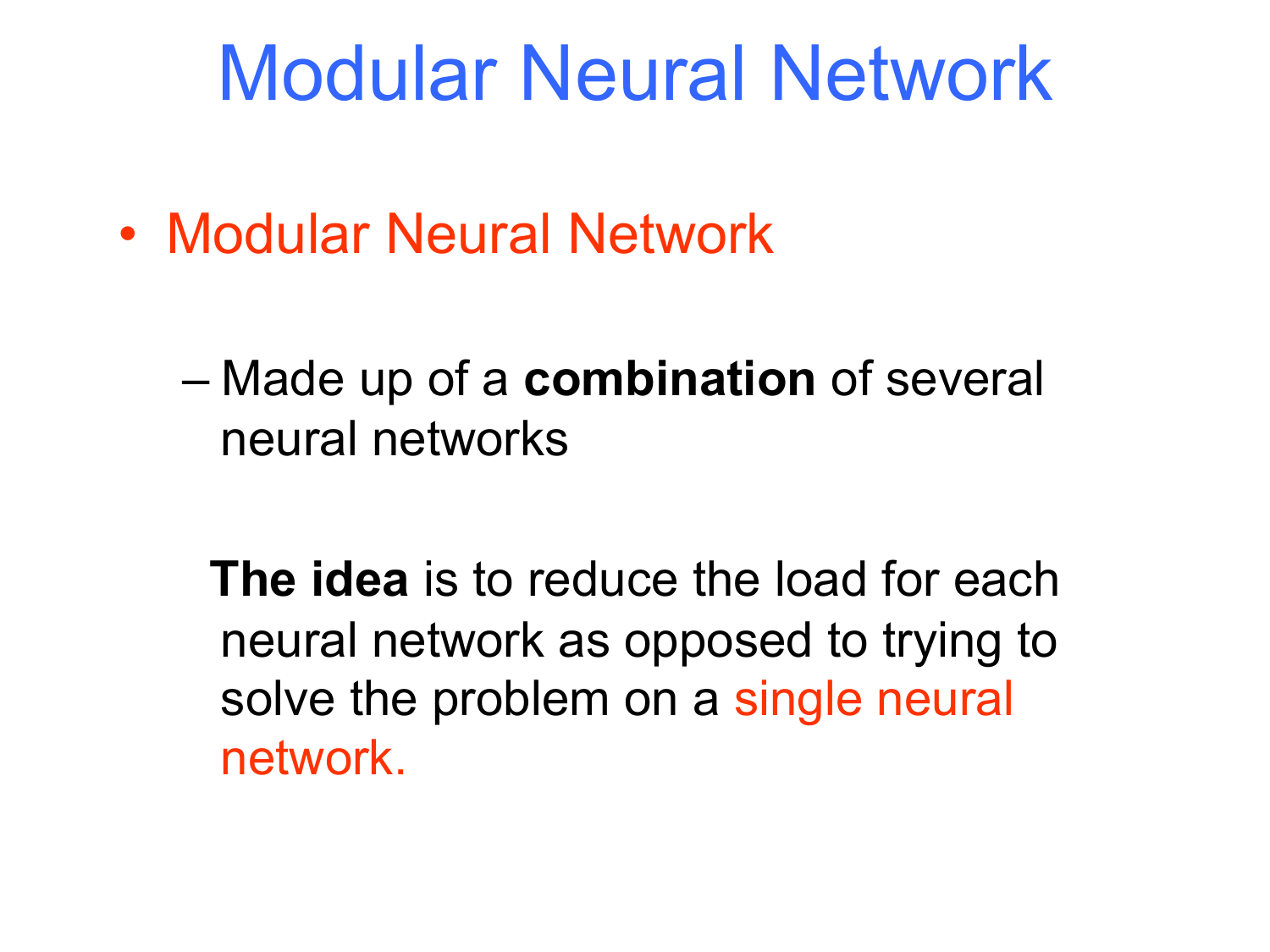# Modular Neural Network

- Modular Neural Network

  - Made up of a **combination** of several neural networks

    **The idea** is to reduce the load for each neural network as opposed to trying to solve the problem on a single neural network.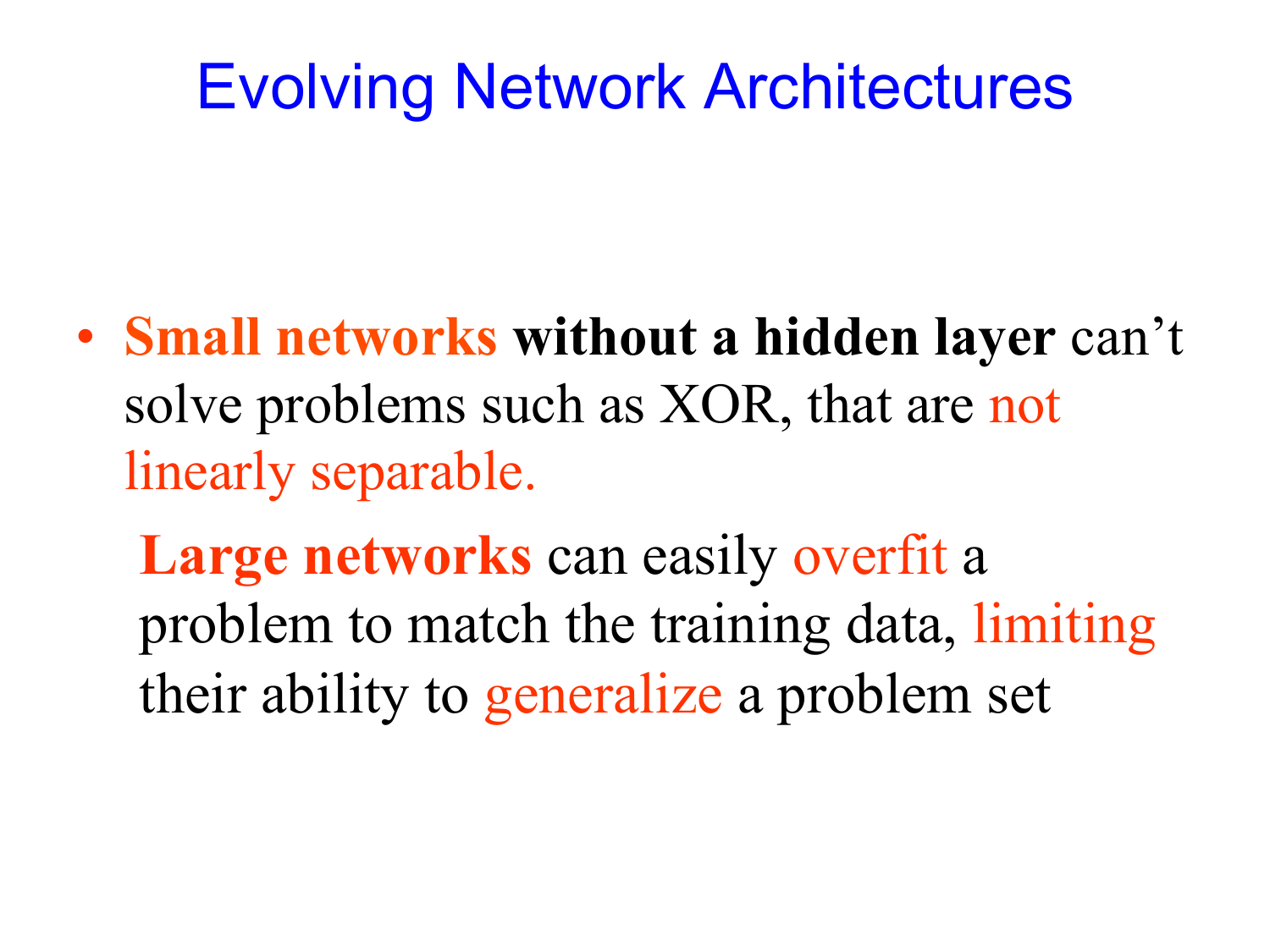# Evolving Network Architectures

- **Small networks without a hidden layer** can't solve problems such as XOR, that are not linearly separable.

  **Large networks** can easily overfit a problem to match the training data, limiting their ability to generalize a problem set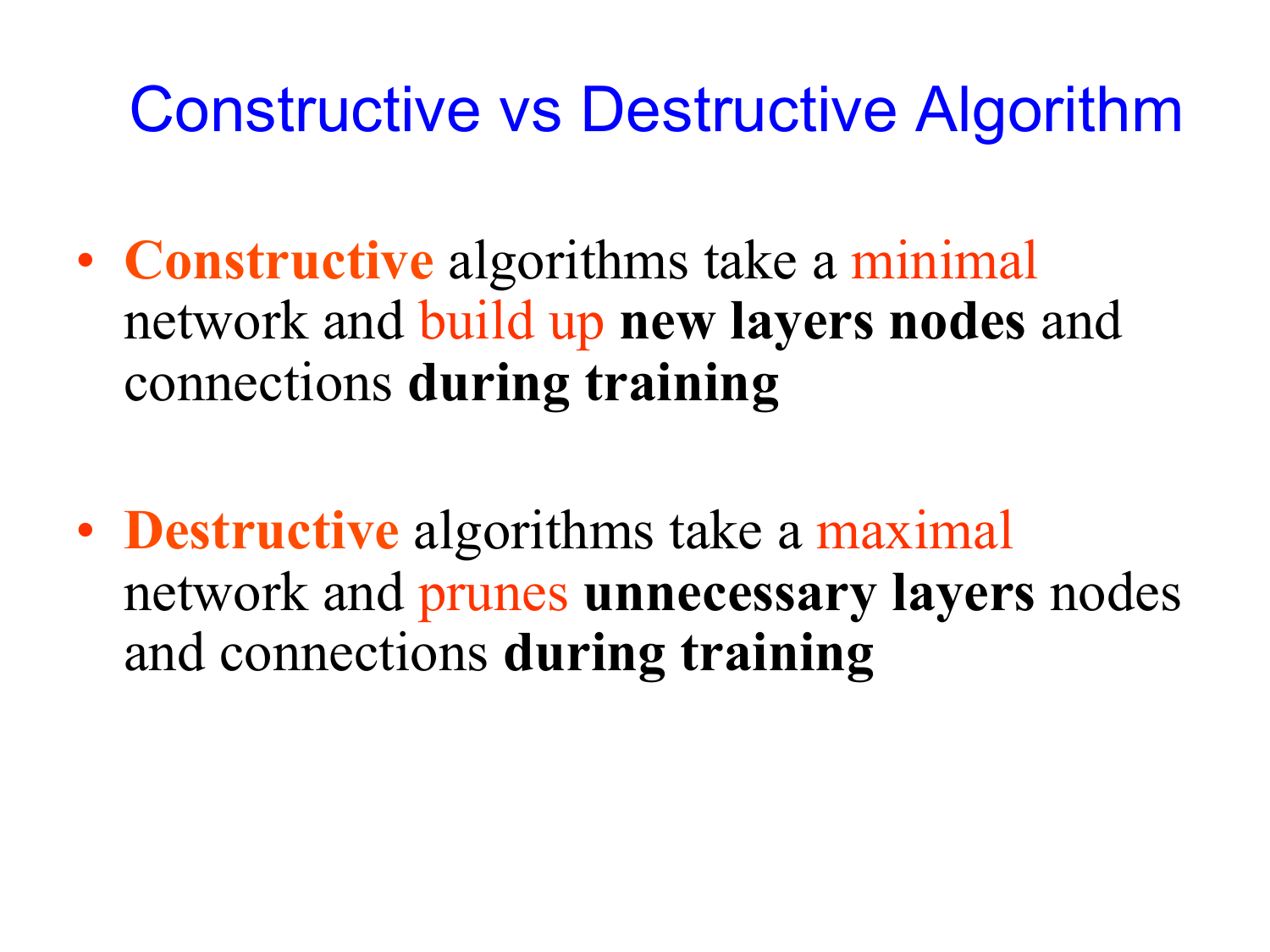# Constructive vs Destructive Algorithm

- **Constructive** algorithms take a minimal network and build up **new layers nodes** and connections **during training**

- **Destructive** algorithms take a maximal network and prunes **unnecessary layers** nodes and connections **during training**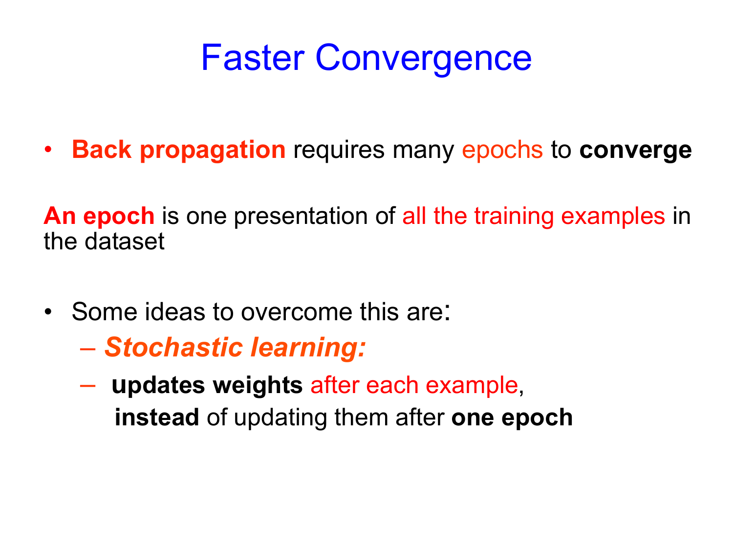# Faster Convergence

- **Back propagation** requires many epochs to **converge**

**An epoch** is one presentation of all the training examples in the dataset

- Some ideas to overcome this are:
  - ***Stochastic learning:***
  - **updates weights** after each example,
    **instead** of updating them after **one epoch**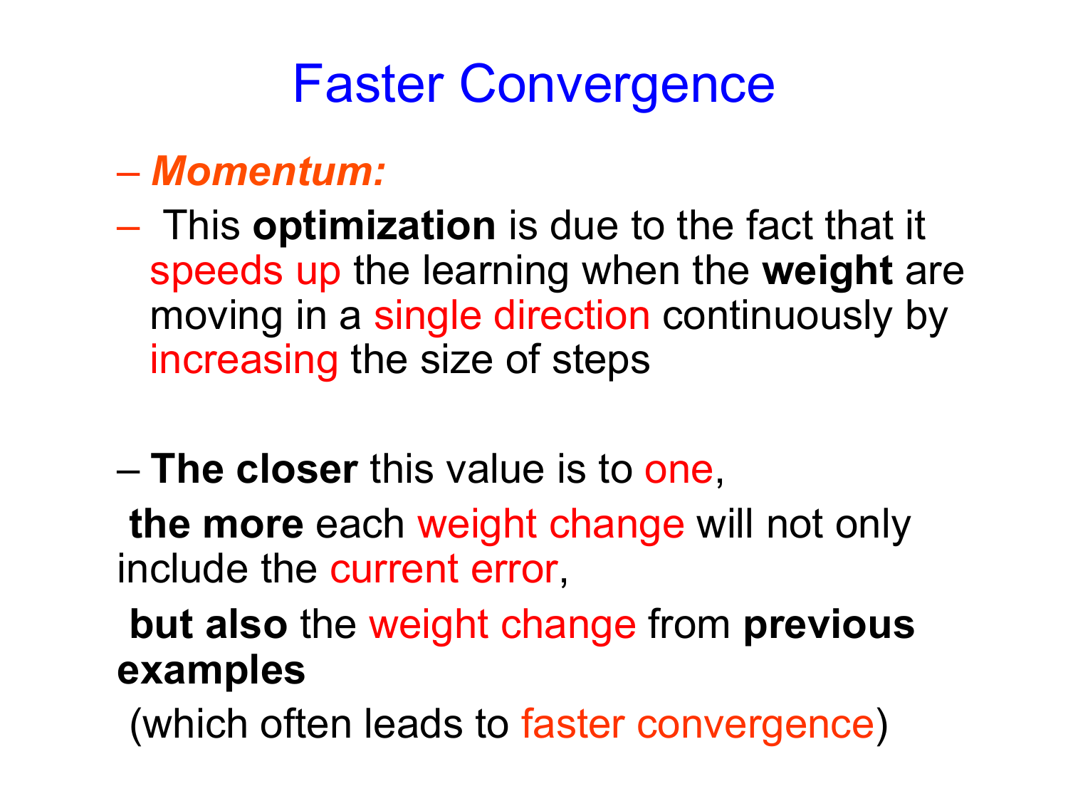# Faster Convergence

- ***Momentum:***
- This **optimization** is due to the fact that it speeds up the learning when the **weight** are moving in a single direction continuously by increasing the size of steps

- **The closer** this value is to one,

**the more** each weight change will not only include the current error,

**but also** the weight change from **previous examples**

(which often leads to faster convergence)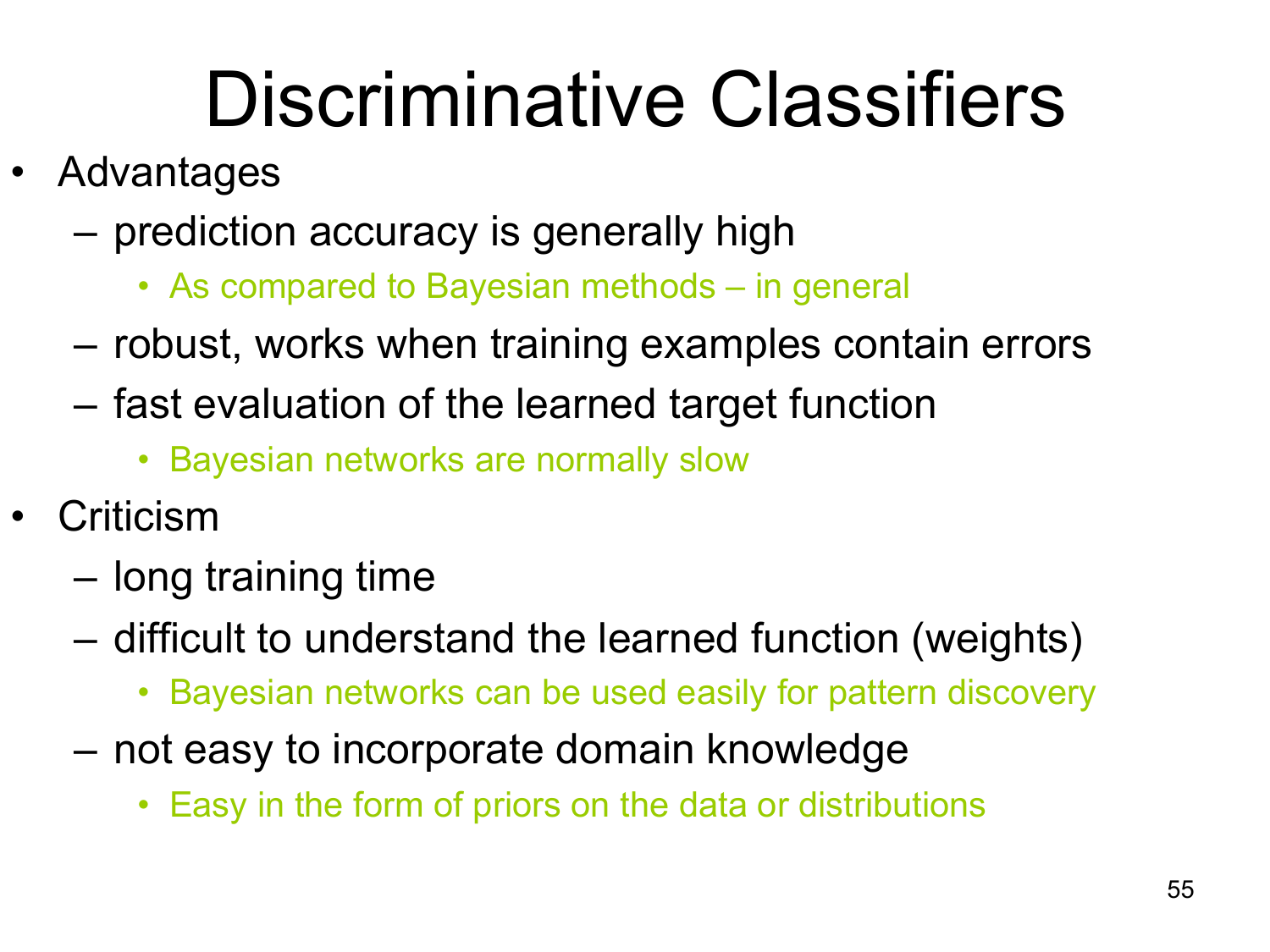# Discriminative Classifiers

- Advantages
  - prediction accuracy is generally high
    - As compared to Bayesian methods – in general
  - robust, works when training examples contain errors
  - fast evaluation of the learned target function
    - Bayesian networks are normally slow
- Criticism
  - long training time
  - difficult to understand the learned function (weights)
    - Bayesian networks can be used easily for pattern discovery
  - not easy to incorporate domain knowledge
    - Easy in the form of priors on the data or distributions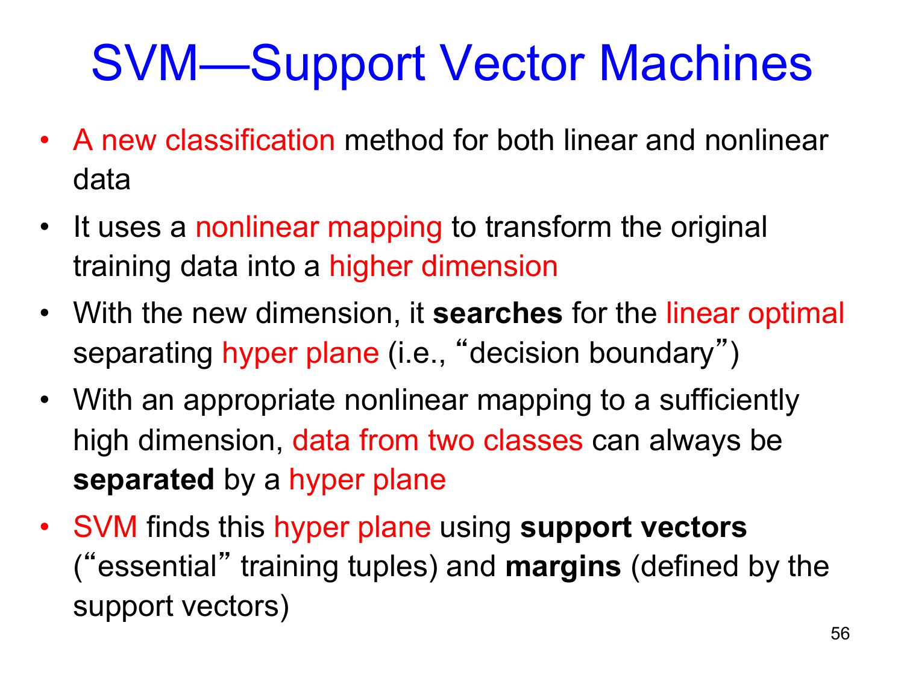# SVM—Support Vector Machines

- A new classification method for both linear and nonlinear data
- It uses a nonlinear mapping to transform the original training data into a higher dimension
- With the new dimension, it **searches** for the linear optimal separating hyper plane (i.e., "decision boundary")
- With an appropriate nonlinear mapping to a sufficiently high dimension, data from two classes can always be **separated** by a hyper plane
- SVM finds this hyper plane using **support vectors** ("essential" training tuples) and **margins** (defined by the support vectors)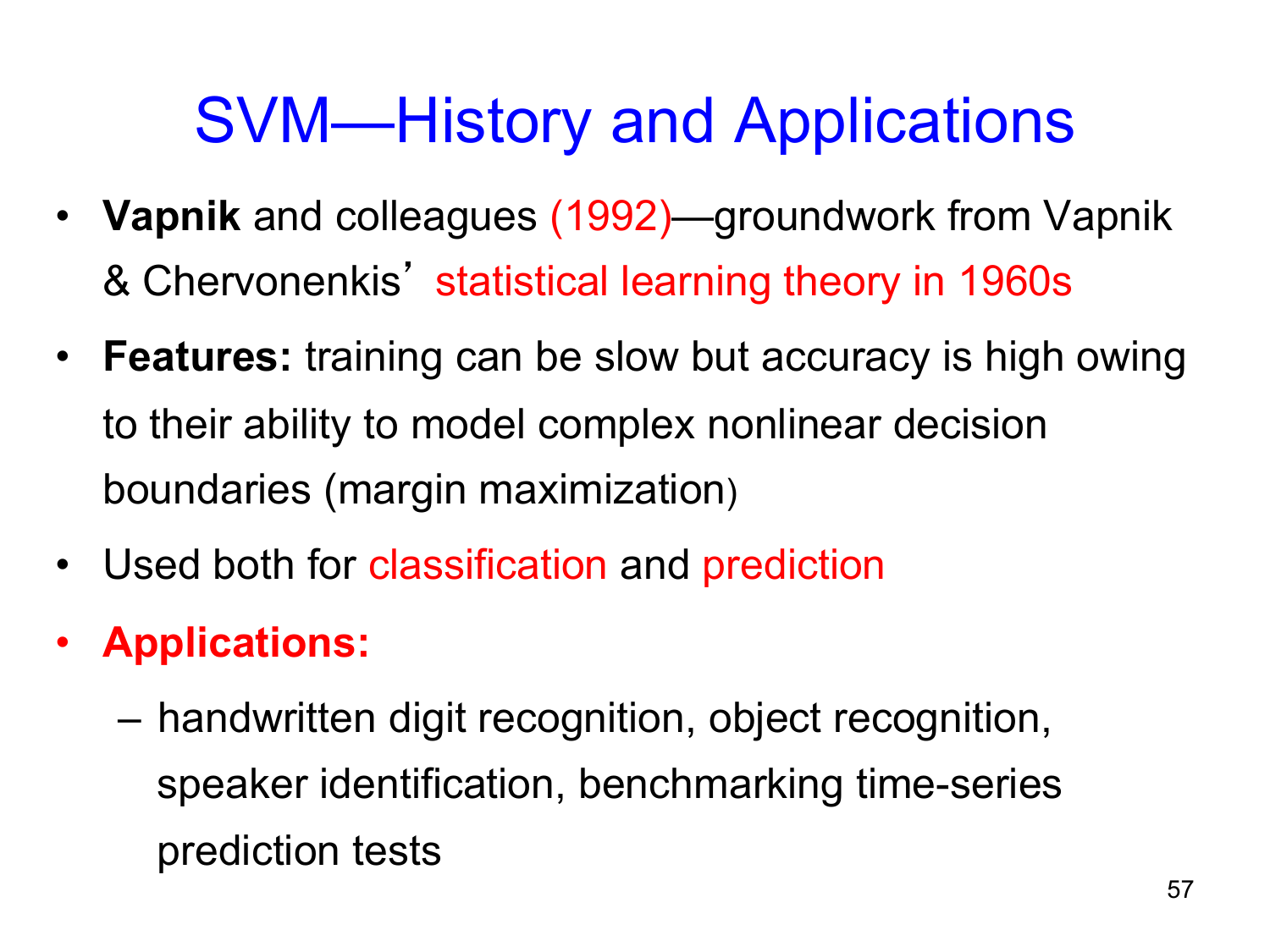# SVM—History and Applications

- **Vapnik** and colleagues (1992)—groundwork from Vapnik & Chervonenkis' statistical learning theory in 1960s
- **Features:** training can be slow but accuracy is high owing to their ability to model complex nonlinear decision boundaries (margin maximization)
- Used both for classification and prediction
- **Applications:**
  - handwritten digit recognition, object recognition, speaker identification, benchmarking time-series prediction tests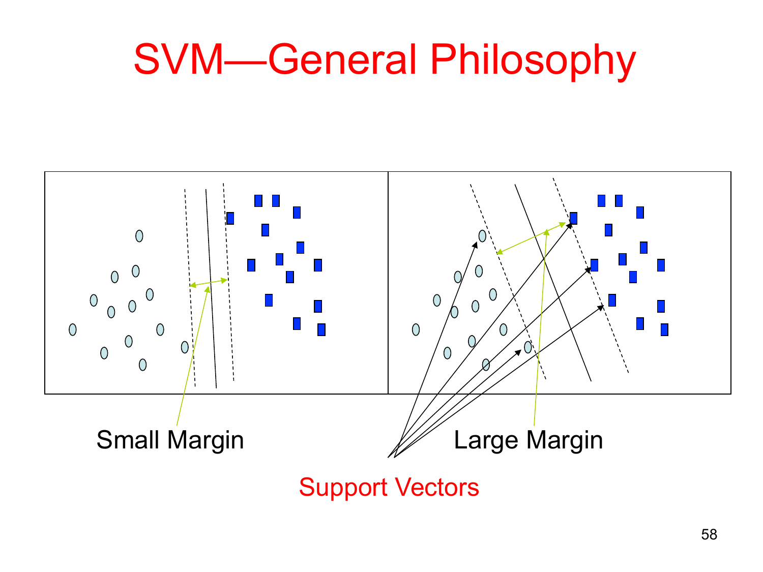# SVM—General Philosophy

Small Margin

Large Margin

Support Vectors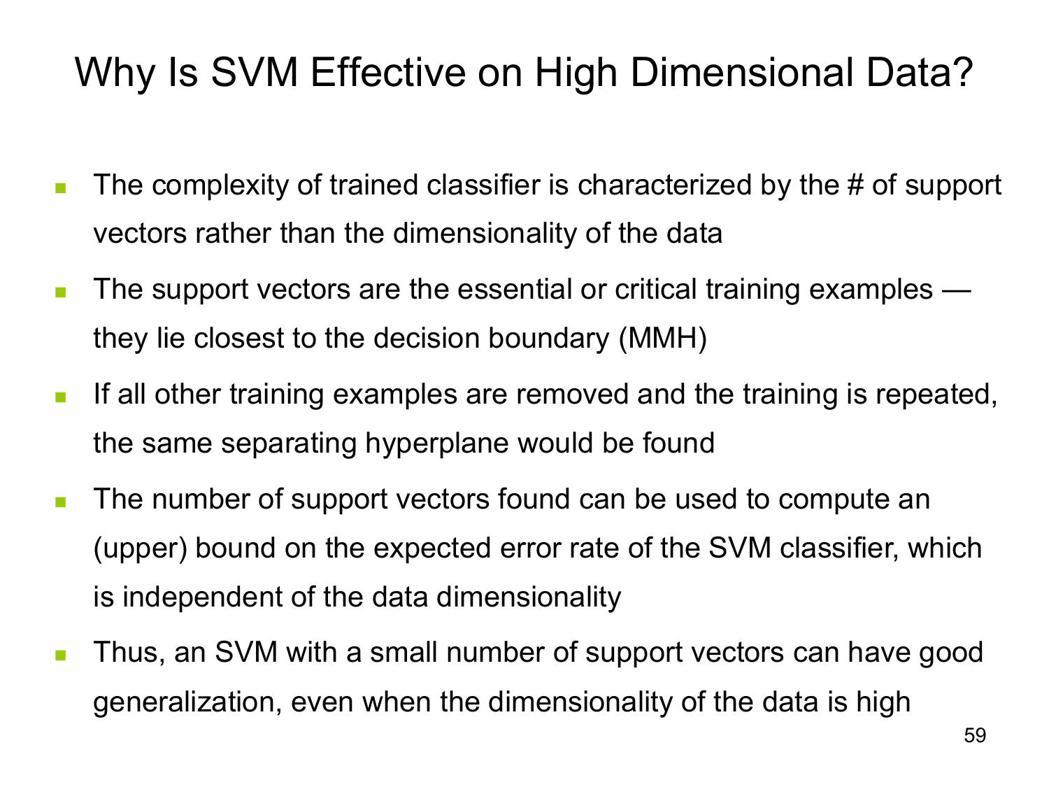# Why Is SVM Effective on High Dimensional Data?

- The complexity of trained classifier is characterized by the # of support vectors rather than the dimensionality of the data
- The support vectors are the essential or critical training examples — they lie closest to the decision boundary (MMH)
- If all other training examples are removed and the training is repeated, the same separating hyperplane would be found
- The number of support vectors found can be used to compute an (upper) bound on the expected error rate of the SVM classifier, which is independent of the data dimensionality
- Thus, an SVM with a small number of support vectors can have good generalization, even when the dimensionality of the data is high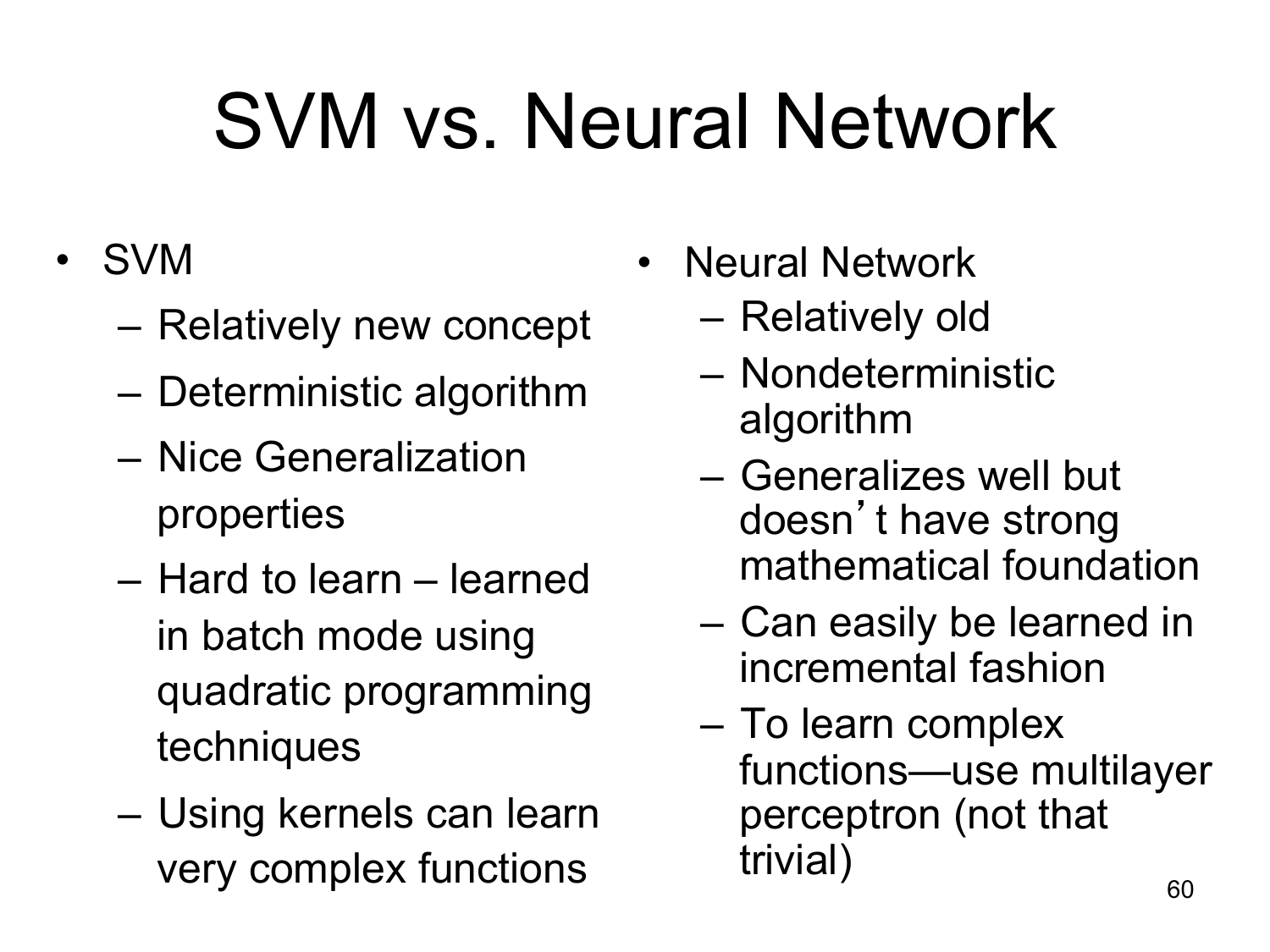# SVM vs. Neural Network

- SVM
  - Relatively new concept
  - Deterministic algorithm
  - Nice Generalization properties
  - Hard to learn – learned in batch mode using quadratic programming techniques
  - Using kernels can learn very complex functions
- Neural Network
  - Relatively old
  - Nondeterministic algorithm
  - Generalizes well but doesn’t have strong mathematical foundation
  - Can easily be learned in incremental fashion
  - To learn complex functions—use multilayer perceptron (not that trivial)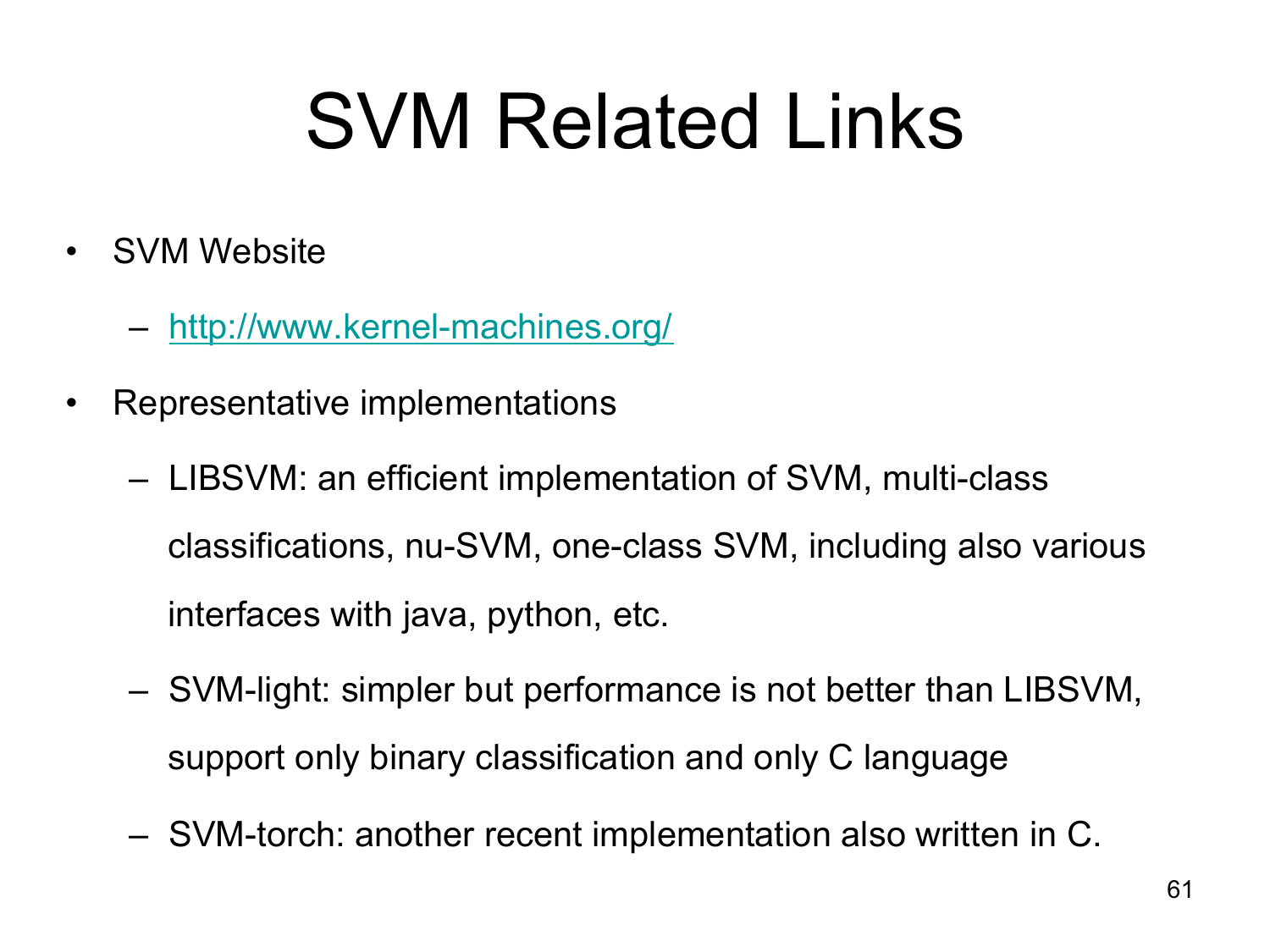# SVM Related Links

- SVM Website
  - http://www.kernel-machines.org/
- Representative implementations
  - LIBSVM: an efficient implementation of SVM, multi-class classifications, nu-SVM, one-class SVM, including also various interfaces with java, python, etc.
  - SVM-light: simpler but performance is not better than LIBSVM, support only binary classification and only C language
  - SVM-torch: another recent implementation also written in C.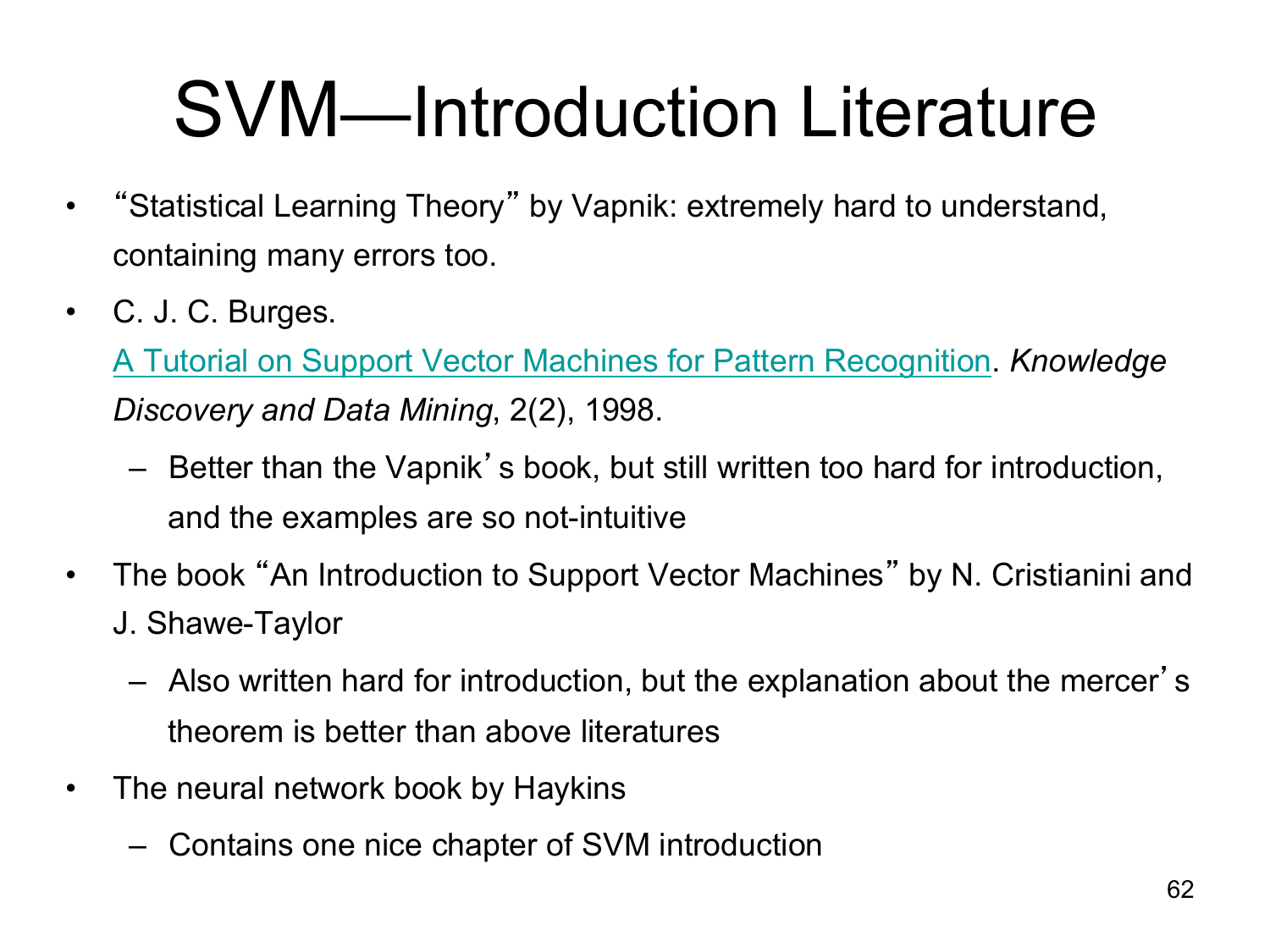# SVM—Introduction Literature

- "Statistical Learning Theory" by Vapnik: extremely hard to understand, containing many errors too.
- C. J. C. Burges. A Tutorial on Support Vector Machines for Pattern Recognition. *Knowledge Discovery and Data Mining*, 2(2), 1998.
  - Better than the Vapnik's book, but still written too hard for introduction, and the examples are so not-intuitive
- The book "An Introduction to Support Vector Machines" by N. Cristianini and J. Shawe-Taylor
  - Also written hard for introduction, but the explanation about the mercer's theorem is better than above literatures
- The neural network book by Haykins
  - Contains one nice chapter of SVM introduction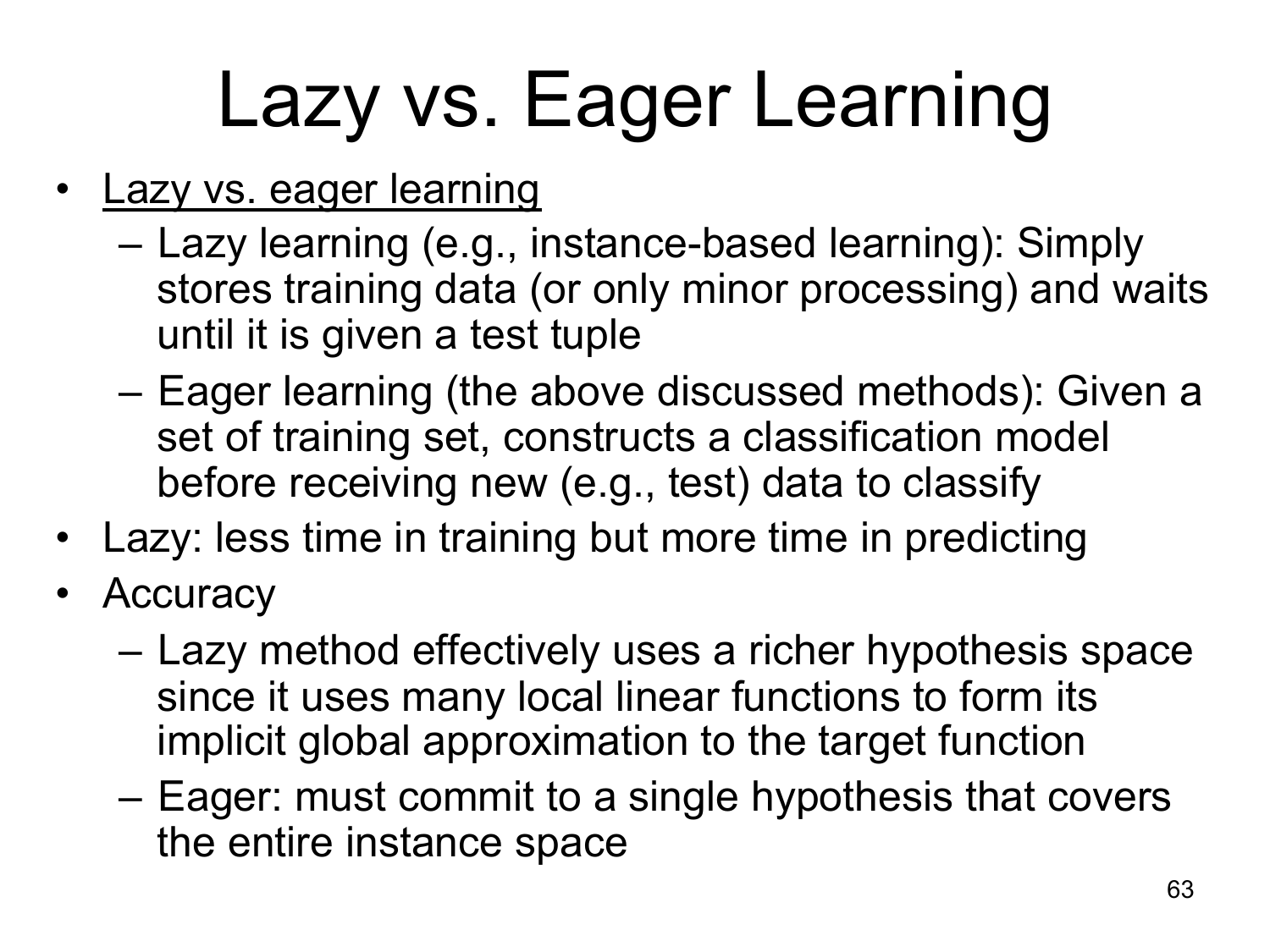# Lazy vs. Eager Learning

- Lazy vs. eager learning
  - Lazy learning (e.g., instance-based learning): Simply stores training data (or only minor processing) and waits until it is given a test tuple
  - Eager learning (the above discussed methods): Given a set of training set, constructs a classification model before receiving new (e.g., test) data to classify
- Lazy: less time in training but more time in predicting
- Accuracy
  - Lazy method effectively uses a richer hypothesis space since it uses many local linear functions to form its implicit global approximation to the target function
  - Eager: must commit to a single hypothesis that covers the entire instance space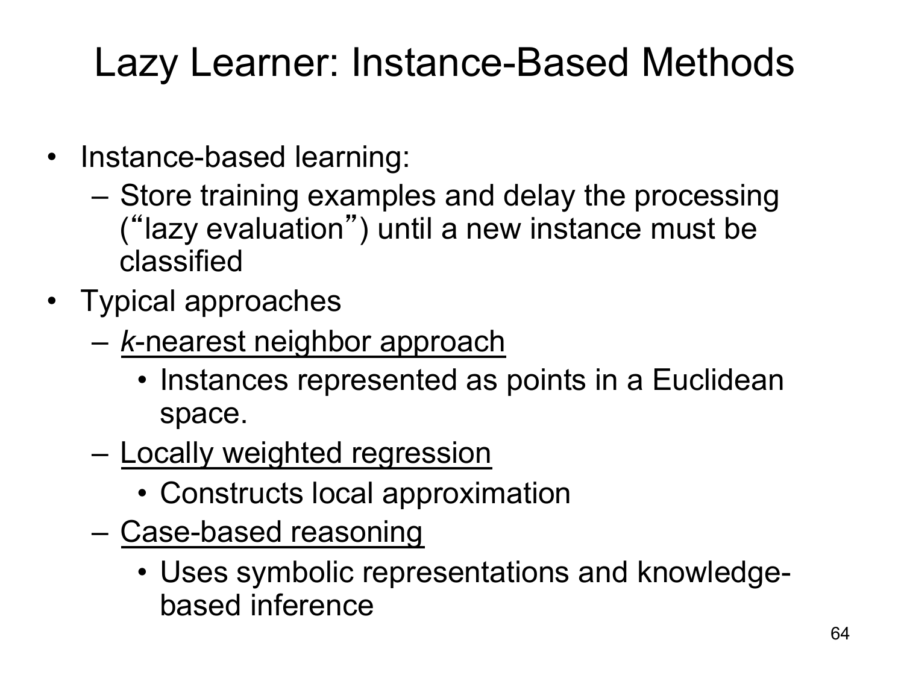# Lazy Learner: Instance-Based Methods

- Instance-based learning:
  - Store training examples and delay the processing ("lazy evaluation") until a new instance must be classified
- Typical approaches
  - *k*-nearest neighbor approach
    - Instances represented as points in a Euclidean space.
  - Locally weighted regression
    - Constructs local approximation
  - Case-based reasoning
    - Uses symbolic representations and knowledge-based inference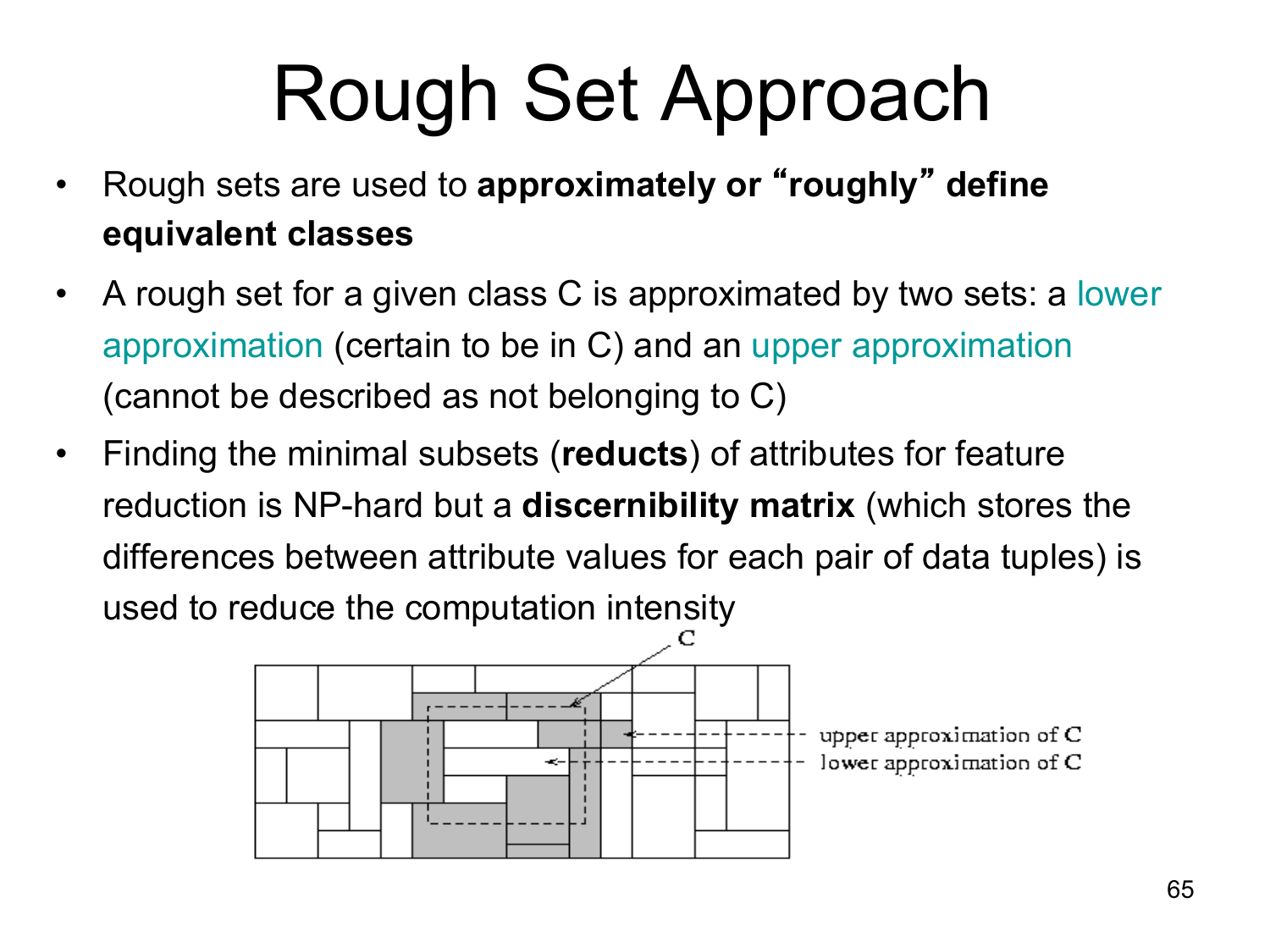# Rough Set Approach

- Rough sets are used to **approximately or "roughly" define equivalent classes**
- A rough set for a given class C is approximated by two sets: a lower approximation (certain to be in C) and an upper approximation (cannot be described as not belonging to C)
- Finding the minimal subsets (**reducts**) of attributes for feature reduction is NP-hard but a **discernibility matrix** (which stores the differences between attribute values for each pair of data tuples) is used to reduce the computation intensity

C

upper approximation of C

lower approximation of C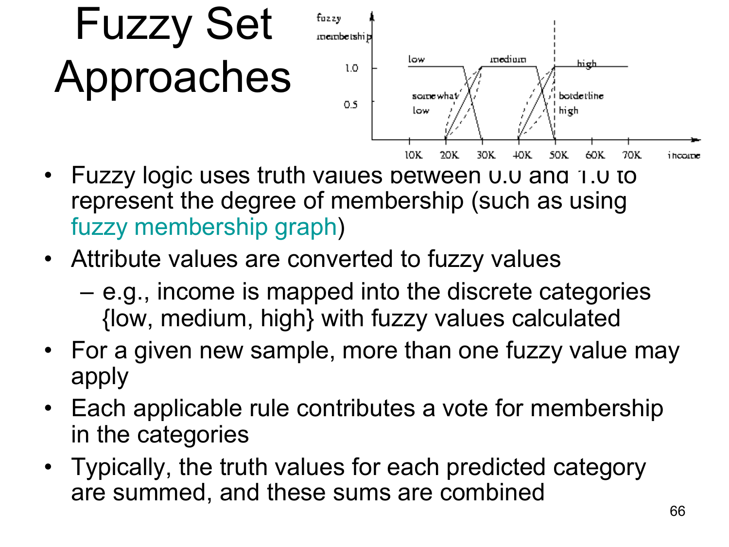# Fuzzy Set Approaches

fuzzy membership

1.0

0.5

low

medium

high

somewhat low

borderline high

10K 20K 30K 40K 50K 60K 70K income

- Fuzzy logic uses truth values between 0.0 and 1.0 to represent the degree of membership (such as using fuzzy membership graph)
- Attribute values are converted to fuzzy values
  - e.g., income is mapped into the discrete categories {low, medium, high} with fuzzy values calculated
- For a given new sample, more than one fuzzy value may apply
- Each applicable rule contributes a vote for membership in the categories
- Typically, the truth values for each predicted category are summed, and these sums are combined